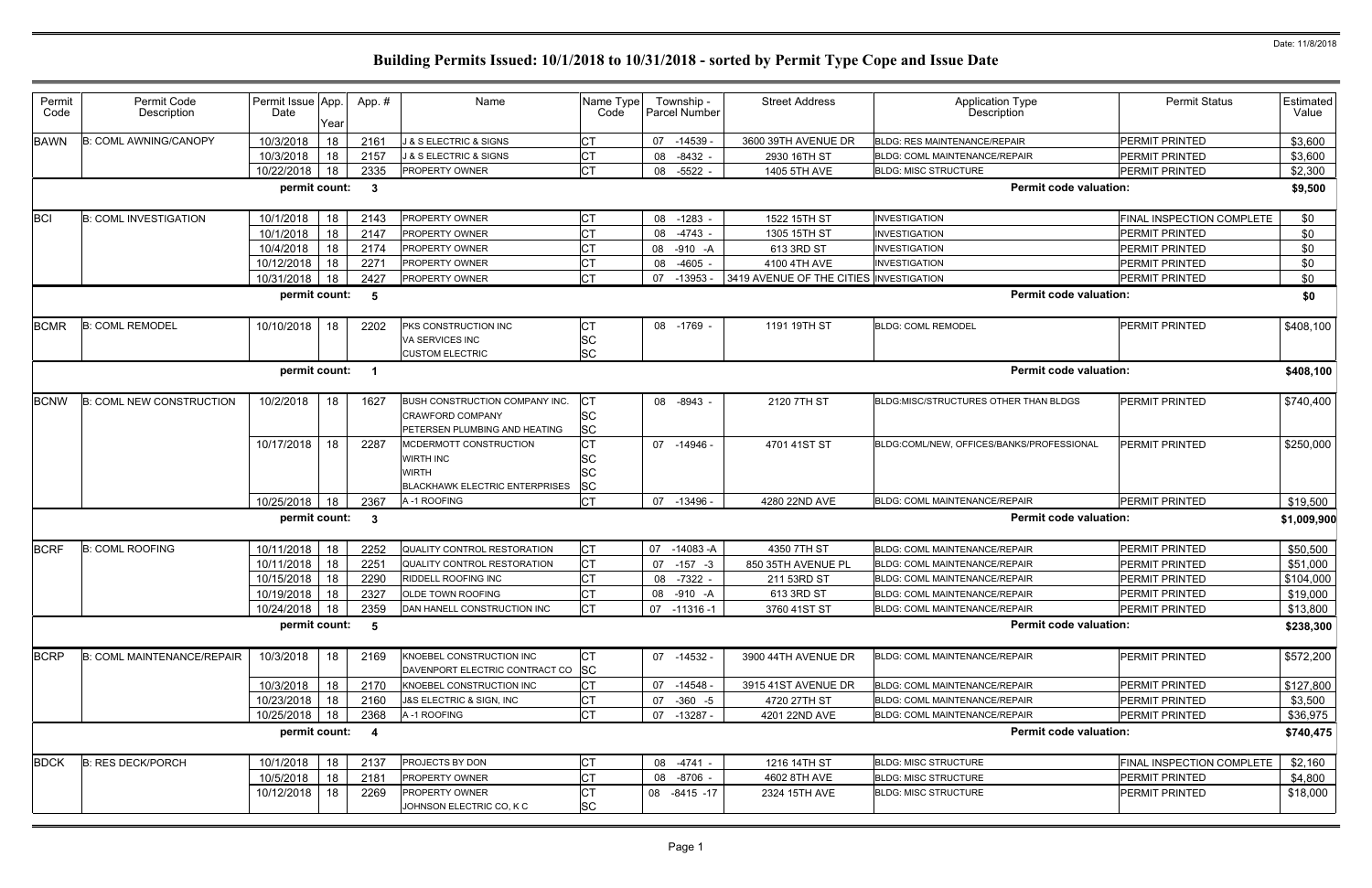Date: 11/8/2018

# Building Permits Issued: 10/1/2018 to 10/31/2018 - sorted by Permit Type Cope and Issue Date

| Permit Code | Permit Code Description | Permit Issue Date | App. Year | App. # | Name | Name Type Code | Township - Parcel Number | Street Address | Application Type Description | Permit Status | Estimated Value |
|---|---|---|---|---|---|---|---|---|---|---|---|
| BAWN | B: COML AWNING/CANOPY | 10/3/2018 | 18 | 2161 | J & S ELECTRIC & SIGNS | CT | 07 -14539 - | 3600 39TH AVENUE DR | BLDG: RES MAINTENANCE/REPAIR | PERMIT PRINTED | $3,600 |
| | | 10/3/2018 | 18 | 2157 | J & S ELECTRIC & SIGNS | CT | 08 -8432 - | 2930 16TH ST | BLDG: COML MAINTENANCE/REPAIR | PERMIT PRINTED | $3,600 |
| | | 10/22/2018 | 18 | 2335 | PROPERTY OWNER | CT | 08 -5522 - | 1405 5TH AVE | BLDG: MISC STRUCTURE | PERMIT PRINTED | $2,300 |
| | | **permit count:** | | **3** | | | | | **Permit code valuation:** | | **$9,500** |
| BCI | B: COML INVESTIGATION | 10/1/2018 | 18 | 2143 | PROPERTY OWNER | CT | 08 -1283 - | 1522 15TH ST | INVESTIGATION | FINAL INSPECTION COMPLETE | $0 |
| | | 10/1/2018 | 18 | 2147 | PROPERTY OWNER | CT | 08 -4743 - | 1305 15TH ST | INVESTIGATION | PERMIT PRINTED | $0 |
| | | 10/4/2018 | 18 | 2174 | PROPERTY OWNER | CT | 08 -910 -A | 613 3RD ST | INVESTIGATION | PERMIT PRINTED | $0 |
| | | 10/12/2018 | 18 | 2271 | PROPERTY OWNER | CT | 08 -4605 - | 4100 4TH AVE | INVESTIGATION | PERMIT PRINTED | $0 |
| | | 10/31/2018 | 18 | 2427 | PROPERTY OWNER | CT | 07 -13953 - | 3419 AVENUE OF THE CITIES | INVESTIGATION | PERMIT PRINTED | $0 |
| | | **permit count:** | | **5** | | | | | **Permit code valuation:** | | **$0** |
| BCMR | B: COML REMODEL | 10/10/2018 | 18 | 2202 | PKS CONSTRUCTION INC<br>VA SERVICES INC<br>CUSTOM ELECTRIC | CT<br>SC<br>SC | 08 -1769 - | 1191 19TH ST | BLDG: COML REMODEL | PERMIT PRINTED | $408,100 |
| | | **permit count:** | | **1** | | | | | **Permit code valuation:** | | **$408,100** |
| BCNW | B: COML NEW CONSTRUCTION | 10/2/2018 | 18 | 1627 | BUSH CONSTRUCTION COMPANY INC.<br>CRAWFORD COMPANY<br>PETERSEN PLUMBING AND HEATING | CT<br>SC<br>SC | 08 -8943 - | 2120 7TH ST | BLDG:MISC/STRUCTURES OTHER THAN BLDGS | PERMIT PRINTED | $740,400 |
| | | 10/17/2018 | 18 | 2287 | MCDERMOTT CONSTRUCTION<br>WIRTH INC<br>WIRTH<br>BLACKHAWK ELECTRIC ENTERPRISES | CT<br>SC<br>SC<br>SC | 07 -14946 - | 4701 41ST ST | BLDG:COML/NEW, OFFICES/BANKS/PROFESSIONAL | PERMIT PRINTED | $250,000 |
| | | 10/25/2018 | 18 | 2367 | A -1 ROOFING | CT | 07 -13496 - | 4280 22ND AVE | BLDG: COML MAINTENANCE/REPAIR | PERMIT PRINTED | $19,500 |
| | | **permit count:** | | **3** | | | | | **Permit code valuation:** | | **$1,009,900** |
| BCRF | B: COML ROOFING | 10/11/2018 | 18 | 2252 | QUALITY CONTROL RESTORATION | CT | 07 -14083 -A | 4350 7TH ST | BLDG: COML MAINTENANCE/REPAIR | PERMIT PRINTED | $50,500 |
| | | 10/11/2018 | 18 | 2251 | QUALITY CONTROL RESTORATION | CT | 07 -157 -3 | 850 35TH AVENUE PL | BLDG: COML MAINTENANCE/REPAIR | PERMIT PRINTED | $51,000 |
| | | 10/15/2018 | 18 | 2290 | RIDDELL ROOFING INC | CT | 08 -7322 - | 211 53RD ST | BLDG: COML MAINTENANCE/REPAIR | PERMIT PRINTED | $104,000 |
| | | 10/19/2018 | 18 | 2327 | OLDE TOWN ROOFING | CT | 08 -910 -A | 613 3RD ST | BLDG: COML MAINTENANCE/REPAIR | PERMIT PRINTED | $19,000 |
| | | 10/24/2018 | 18 | 2359 | DAN HANELL CONSTRUCTION INC | CT | 07 -11316 -1 | 3760 41ST ST | BLDG: COML MAINTENANCE/REPAIR | PERMIT PRINTED | $13,800 |
| | | **permit count:** | | **5** | | | | | **Permit code valuation:** | | **$238,300** |
| BCRP | B: COML MAINTENANCE/REPAIR | 10/3/2018 | 18 | 2169 | KNOEBEL CONSTRUCTION INC<br>DAVENPORT ELECTRIC CONTRACT CO | CT<br>SC | 07 -14532 - | 3900 44TH AVENUE DR | BLDG: COML MAINTENANCE/REPAIR | PERMIT PRINTED | $572,200 |
| | | 10/3/2018 | 18 | 2170 | KNOEBEL CONSTRUCTION INC | CT | 07 -14548 - | 3915 41ST AVENUE DR | BLDG: COML MAINTENANCE/REPAIR | PERMIT PRINTED | $127,800 |
| | | 10/23/2018 | 18 | 2160 | J&S ELECTRIC & SIGN, INC | CT | 07 -360 -5 | 4720 27TH ST | BLDG: COML MAINTENANCE/REPAIR | PERMIT PRINTED | $3,500 |
| | | 10/25/2018 | 18 | 2368 | A -1 ROOFING | CT | 07 -13287 - | 4201 22ND AVE | BLDG: COML MAINTENANCE/REPAIR | PERMIT PRINTED | $36,975 |
| | | **permit count:** | | **4** | | | | | **Permit code valuation:** | | **$740,475** |
| BDCK | B: RES DECK/PORCH | 10/1/2018 | 18 | 2137 | PROJECTS BY DON | CT | 08 -4741 - | 1216 14TH ST | BLDG: MISC STRUCTURE | FINAL INSPECTION COMPLETE | $2,160 |
| | | 10/5/2018 | 18 | 2181 | PROPERTY OWNER | CT | 08 -8706 - | 4602 8TH AVE | BLDG: MISC STRUCTURE | PERMIT PRINTED | $4,800 |
| | | 10/12/2018 | 18 | 2269 | PROPERTY OWNER<br>JOHNSON ELECTRIC CO, K C | CT<br>SC | 08 -8415 -17 | 2324 15TH AVE | BLDG: MISC STRUCTURE | PERMIT PRINTED | $18,000 |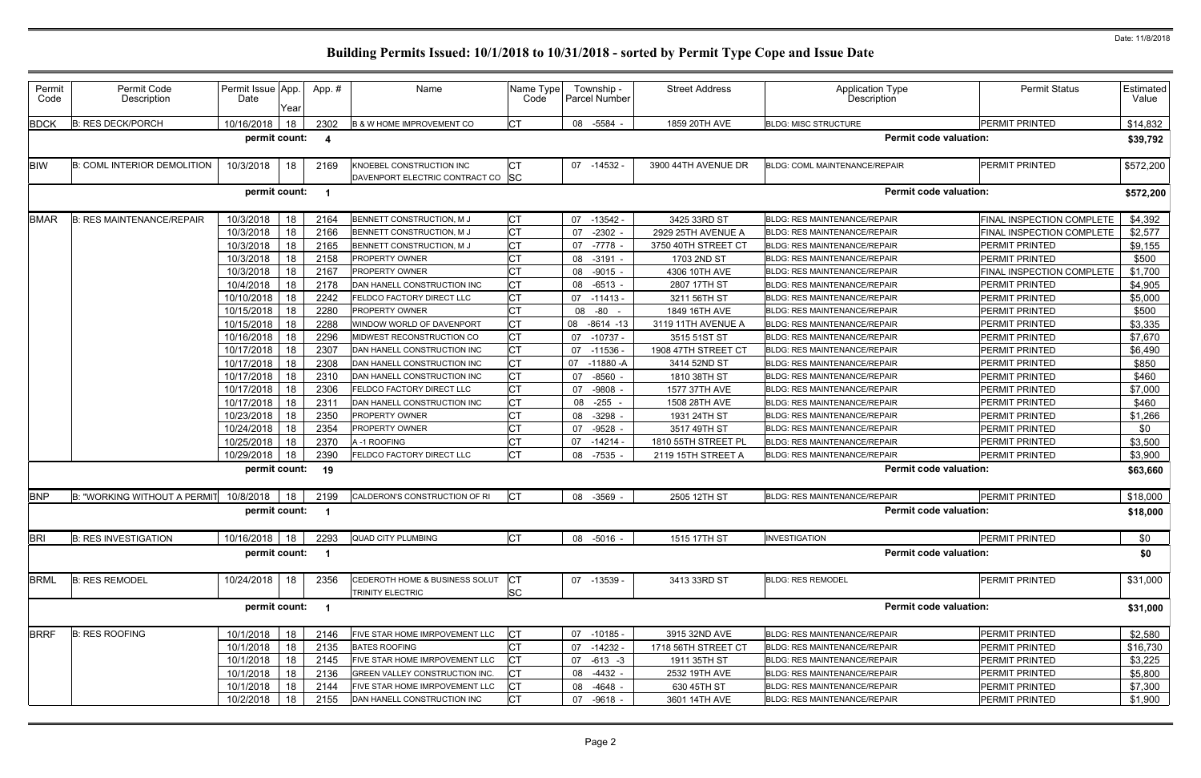Date: 11/8/2018

# Building Permits Issued: 10/1/2018 to 10/31/2018 - sorted by Permit Type Cope and Issue Date

| Permit Code | Permit Code Description | Permit Issue Date | App. Year | App. # | Name | Name Type Code | Township - Parcel Number | Street Address | Application Type Description | Permit Status | Estimated Value |
|---|---|---|---|---|---|---|---|---|---|---|---|
| BDCK | B: RES DECK/PORCH | 10/16/2018 | 18 | 2302 | B & W HOME IMPROVEMENT CO | CT | 08 -5584 - | 1859 20TH AVE | BLDG: MISC STRUCTURE | PERMIT PRINTED | $14,832 |
| | | permit count: | | 4 | | | | | Permit code valuation: | | $39,792 |
| BIW | B: COML INTERIOR DEMOLITION | 10/3/2018 | 18 | 2169 | KNOEBEL CONSTRUCTION INC<br>DAVENPORT ELECTRIC CONTRACT CO | CT<br>SC | 07 -14532 - | 3900 44TH AVENUE DR | BLDG: COML MAINTENANCE/REPAIR | PERMIT PRINTED | $572,200 |
| | | permit count: | | 1 | | | | | Permit code valuation: | | $572,200 |
| BMAR | B: RES MAINTENANCE/REPAIR | 10/3/2018 | 18 | 2164 | BENNETT CONSTRUCTION, M J | CT | 07 -13542 - | 3425 33RD ST | BLDG: RES MAINTENANCE/REPAIR | FINAL INSPECTION COMPLETE | $4,392 |
| | | 10/3/2018 | 18 | 2166 | BENNETT CONSTRUCTION, M J | CT | 07 -2302 - | 2929 25TH AVENUE A | BLDG: RES MAINTENANCE/REPAIR | FINAL INSPECTION COMPLETE | $2,577 |
| | | 10/3/2018 | 18 | 2165 | BENNETT CONSTRUCTION, M J | CT | 07 -7778 - | 3750 40TH STREET CT | BLDG: RES MAINTENANCE/REPAIR | PERMIT PRINTED | $9,155 |
| | | 10/3/2018 | 18 | 2158 | PROPERTY OWNER | CT | 08 -3191 - | 1703 2ND ST | BLDG: RES MAINTENANCE/REPAIR | PERMIT PRINTED | $500 |
| | | 10/3/2018 | 18 | 2167 | PROPERTY OWNER | CT | 08 -9015 - | 4306 10TH AVE | BLDG: RES MAINTENANCE/REPAIR | FINAL INSPECTION COMPLETE | $1,700 |
| | | 10/4/2018 | 18 | 2178 | DAN HANELL CONSTRUCTION INC | CT | 08 -6513 - | 2807 17TH ST | BLDG: RES MAINTENANCE/REPAIR | PERMIT PRINTED | $4,905 |
| | | 10/10/2018 | 18 | 2242 | FELDCO FACTORY DIRECT LLC | CT | 07 -11413 - | 3211 56TH ST | BLDG: RES MAINTENANCE/REPAIR | PERMIT PRINTED | $5,000 |
| | | 10/15/2018 | 18 | 2280 | PROPERTY OWNER | CT | 08 -80 - | 1849 16TH AVE | BLDG: RES MAINTENANCE/REPAIR | PERMIT PRINTED | $500 |
| | | 10/15/2018 | 18 | 2288 | WINDOW WORLD OF DAVENPORT | CT | 08 -8614 -13 | 3119 11TH AVENUE A | BLDG: RES MAINTENANCE/REPAIR | PERMIT PRINTED | $3,335 |
| | | 10/16/2018 | 18 | 2296 | MIDWEST RECONSTRUCTION CO | CT | 07 -10737 - | 3515 51ST ST | BLDG: RES MAINTENANCE/REPAIR | PERMIT PRINTED | $7,670 |
| | | 10/17/2018 | 18 | 2307 | DAN HANELL CONSTRUCTION INC | CT | 07 -11536 - | 1908 47TH STREET CT | BLDG: RES MAINTENANCE/REPAIR | PERMIT PRINTED | $6,490 |
| | | 10/17/2018 | 18 | 2308 | DAN HANELL CONSTRUCTION INC | CT | 07 -11880 -A | 3414 52ND ST | BLDG: RES MAINTENANCE/REPAIR | PERMIT PRINTED | $850 |
| | | 10/17/2018 | 18 | 2310 | DAN HANELL CONSTRUCTION INC | CT | 07 -8560 - | 1810 38TH ST | BLDG: RES MAINTENANCE/REPAIR | PERMIT PRINTED | $460 |
| | | 10/17/2018 | 18 | 2306 | FELDCO FACTORY DIRECT LLC | CT | 07 -9808 - | 1577 37TH AVE | BLDG: RES MAINTENANCE/REPAIR | PERMIT PRINTED | $7,000 |
| | | 10/17/2018 | 18 | 2311 | DAN HANELL CONSTRUCTION INC | CT | 08 -255 - | 1508 28TH AVE | BLDG: RES MAINTENANCE/REPAIR | PERMIT PRINTED | $460 |
| | | 10/23/2018 | 18 | 2350 | PROPERTY OWNER | CT | 08 -3298 - | 1931 24TH ST | BLDG: RES MAINTENANCE/REPAIR | PERMIT PRINTED | $1,266 |
| | | 10/24/2018 | 18 | 2354 | PROPERTY OWNER | CT | 07 -9528 - | 3517 49TH ST | BLDG: RES MAINTENANCE/REPAIR | PERMIT PRINTED | $0 |
| | | 10/25/2018 | 18 | 2370 | A -1 ROOFING | CT | 07 -14214 - | 1810 55TH STREET PL | BLDG: RES MAINTENANCE/REPAIR | PERMIT PRINTED | $3,500 |
| | | 10/29/2018 | 18 | 2390 | FELDCO FACTORY DIRECT LLC | CT | 08 -7535 - | 2119 15TH STREET A | BLDG: RES MAINTENANCE/REPAIR | PERMIT PRINTED | $3,900 |
| | | permit count: | | 19 | | | | | Permit code valuation: | | $63,660 |
| BNP | B: "WORKING WITHOUT A PERMIT | 10/8/2018 | 18 | 2199 | CALDERON'S CONSTRUCTION OF RI | CT | 08 -3569 - | 2505 12TH ST | BLDG: RES MAINTENANCE/REPAIR | PERMIT PRINTED | $18,000 |
| | | permit count: | | 1 | | | | | Permit code valuation: | | $18,000 |
| BRI | B: RES INVESTIGATION | 10/16/2018 | 18 | 2293 | QUAD CITY PLUMBING | CT | 08 -5016 - | 1515 17TH ST | INVESTIGATION | PERMIT PRINTED | $0 |
| | | permit count: | | 1 | | | | | Permit code valuation: | | $0 |
| BRML | B: RES REMODEL | 10/24/2018 | 18 | 2356 | CEDEROTH HOME & BUSINESS SOLUT<br>TRINITY ELECTRIC | CT<br>SC | 07 -13539 - | 3413 33RD ST | BLDG: RES REMODEL | PERMIT PRINTED | $31,000 |
| | | permit count: | | 1 | | | | | Permit code valuation: | | $31,000 |
| BRRF | B: RES ROOFING | 10/1/2018 | 18 | 2146 | FIVE STAR HOME IMRPOVEMENT LLC | CT | 07 -10185 - | 3915 32ND AVE | BLDG: RES MAINTENANCE/REPAIR | PERMIT PRINTED | $2,580 |
| | | 10/1/2018 | 18 | 2135 | BATES ROOFING | CT | 07 -14232 - | 1718 56TH STREET CT | BLDG: RES MAINTENANCE/REPAIR | PERMIT PRINTED | $16,730 |
| | | 10/1/2018 | 18 | 2145 | FIVE STAR HOME IMRPOVEMENT LLC | CT | 07 -613 -3 | 1911 35TH ST | BLDG: RES MAINTENANCE/REPAIR | PERMIT PRINTED | $3,225 |
| | | 10/1/2018 | 18 | 2136 | GREEN VALLEY CONSTRUCTION INC. | CT | 08 -4432 - | 2532 19TH AVE | BLDG: RES MAINTENANCE/REPAIR | PERMIT PRINTED | $5,800 |
| | | 10/1/2018 | 18 | 2144 | FIVE STAR HOME IMRPOVEMENT LLC | CT | 08 -4648 - | 630 45TH ST | BLDG: RES MAINTENANCE/REPAIR | PERMIT PRINTED | $7,300 |
| | | 10/2/2018 | 18 | 2155 | DAN HANELL CONSTRUCTION INC | CT | 07 -9618 - | 3601 14TH AVE | BLDG: RES MAINTENANCE/REPAIR | PERMIT PRINTED | $1,900 |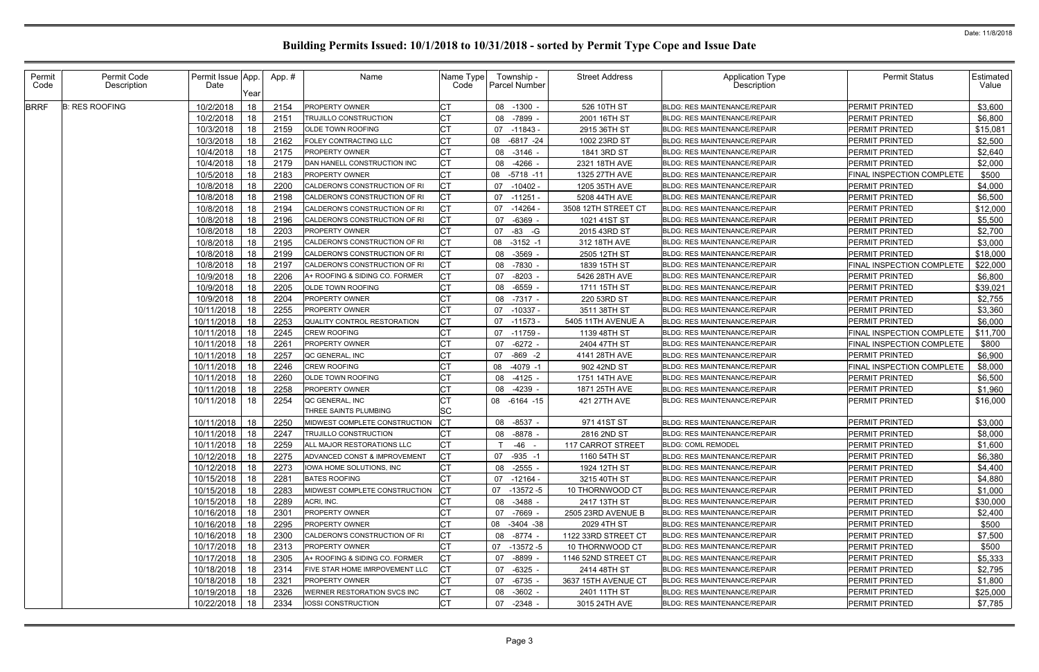# Building Permits Issued: 10/1/2018 to 10/31/2018 - sorted by Permit Type Cope and Issue Date

Date: 11/8/2018

| Permit Code | Permit Code Description | Permit Issue Date | App. Year | App. # | Name | Name Type Code | Township - Parcel Number | Street Address | Application Type Description | Permit Status | Estimated Value |
|---|---|---|---|---|---|---|---|---|---|---|---|
| BRRF | B: RES ROOFING | 10/2/2018 | 18 | 2154 | PROPERTY OWNER | CT | 08 -1300 - | 526 10TH ST | BLDG: RES MAINTENANCE/REPAIR | PERMIT PRINTED | $3,600 |
| | | 10/2/2018 | 18 | 2151 | TRUJILLO CONSTRUCTION | CT | 08 -7899 - | 2001 16TH ST | BLDG: RES MAINTENANCE/REPAIR | PERMIT PRINTED | $6,800 |
| | | 10/3/2018 | 18 | 2159 | OLDE TOWN ROOFING | CT | 07 -11843 - | 2915 36TH ST | BLDG: RES MAINTENANCE/REPAIR | PERMIT PRINTED | $15,081 |
| | | 10/3/2018 | 18 | 2162 | FOLEY CONTRACTING LLC | CT | 08 -6817 -24 | 1002 23RD ST | BLDG: RES MAINTENANCE/REPAIR | PERMIT PRINTED | $2,500 |
| | | 10/4/2018 | 18 | 2175 | PROPERTY OWNER | CT | 08 -3146 - | 1841 3RD ST | BLDG: RES MAINTENANCE/REPAIR | PERMIT PRINTED | $2,640 |
| | | 10/4/2018 | 18 | 2179 | DAN HANELL CONSTRUCTION INC | CT | 08 -4266 - | 2321 18TH AVE | BLDG: RES MAINTENANCE/REPAIR | PERMIT PRINTED | $2,000 |
| | | 10/5/2018 | 18 | 2183 | PROPERTY OWNER | CT | 08 -5718 -11 | 1325 27TH AVE | BLDG: RES MAINTENANCE/REPAIR | FINAL INSPECTION COMPLETE | $500 |
| | | 10/8/2018 | 18 | 2200 | CALDERON'S CONSTRUCTION OF RI | CT | 07 -10402 - | 1205 35TH AVE | BLDG: RES MAINTENANCE/REPAIR | PERMIT PRINTED | $4,000 |
| | | 10/8/2018 | 18 | 2198 | CALDERON'S CONSTRUCTION OF RI | CT | 07 -11251 - | 5208 44TH AVE | BLDG: RES MAINTENANCE/REPAIR | PERMIT PRINTED | $6,500 |
| | | 10/8/2018 | 18 | 2194 | CALDERON'S CONSTRUCTION OF RI | CT | 07 -14264 - | 3508 12TH STREET CT | BLDG: RES MAINTENANCE/REPAIR | PERMIT PRINTED | $12,000 |
| | | 10/8/2018 | 18 | 2196 | CALDERON'S CONSTRUCTION OF RI | CT | 07 -6369 - | 1021 41ST ST | BLDG: RES MAINTENANCE/REPAIR | PERMIT PRINTED | $5,500 |
| | | 10/8/2018 | 18 | 2203 | PROPERTY OWNER | CT | 07 -83 -G | 2015 43RD ST | BLDG: RES MAINTENANCE/REPAIR | PERMIT PRINTED | $2,700 |
| | | 10/8/2018 | 18 | 2195 | CALDERON'S CONSTRUCTION OF RI | CT | 08 -3152 -1 | 312 18TH AVE | BLDG: RES MAINTENANCE/REPAIR | PERMIT PRINTED | $3,000 |
| | | 10/8/2018 | 18 | 2199 | CALDERON'S CONSTRUCTION OF RI | CT | 08 -3569 - | 2505 12TH ST | BLDG: RES MAINTENANCE/REPAIR | PERMIT PRINTED | $18,000 |
| | | 10/8/2018 | 18 | 2197 | CALDERON'S CONSTRUCTION OF RI | CT | 08 -7830 - | 1839 15TH ST | BLDG: RES MAINTENANCE/REPAIR | FINAL INSPECTION COMPLETE | $22,000 |
| | | 10/9/2018 | 18 | 2206 | A+ ROOFING & SIDING CO. FORMER | CT | 07 -8203 - | 5426 28TH AVE | BLDG: RES MAINTENANCE/REPAIR | PERMIT PRINTED | $6,800 |
| | | 10/9/2018 | 18 | 2205 | OLDE TOWN ROOFING | CT | 08 -6559 - | 1711 15TH ST | BLDG: RES MAINTENANCE/REPAIR | PERMIT PRINTED | $39,021 |
| | | 10/9/2018 | 18 | 2204 | PROPERTY OWNER | CT | 08 -7317 - | 220 53RD ST | BLDG: RES MAINTENANCE/REPAIR | PERMIT PRINTED | $2,755 |
| | | 10/11/2018 | 18 | 2255 | PROPERTY OWNER | CT | 07 -10337 - | 3511 38TH ST | BLDG: RES MAINTENANCE/REPAIR | PERMIT PRINTED | $3,360 |
| | | 10/11/2018 | 18 | 2253 | QUALITY CONTROL RESTORATION | CT | 07 -11573 - | 5405 11TH AVENUE A | BLDG: RES MAINTENANCE/REPAIR | PERMIT PRINTED | $6,000 |
| | | 10/11/2018 | 18 | 2245 | CREW ROOFING | CT | 07 -11759 - | 1139 48TH ST | BLDG: RES MAINTENANCE/REPAIR | FINAL INSPECTION COMPLETE | $11,700 |
| | | 10/11/2018 | 18 | 2261 | PROPERTY OWNER | CT | 07 -6272 - | 2404 47TH ST | BLDG: RES MAINTENANCE/REPAIR | FINAL INSPECTION COMPLETE | $800 |
| | | 10/11/2018 | 18 | 2257 | QC GENERAL, INC | CT | 07 -869 -2 | 4141 28TH AVE | BLDG: RES MAINTENANCE/REPAIR | PERMIT PRINTED | $6,900 |
| | | 10/11/2018 | 18 | 2246 | CREW ROOFING | CT | 08 -4079 -1 | 902 42ND ST | BLDG: RES MAINTENANCE/REPAIR | FINAL INSPECTION COMPLETE | $8,000 |
| | | 10/11/2018 | 18 | 2260 | OLDE TOWN ROOFING | CT | 08 -4125 - | 1751 14TH AVE | BLDG: RES MAINTENANCE/REPAIR | PERMIT PRINTED | $6,500 |
| | | 10/11/2018 | 18 | 2258 | PROPERTY OWNER | CT | 08 -4239 - | 1871 25TH AVE | BLDG: RES MAINTENANCE/REPAIR | PERMIT PRINTED | $1,960 |
| | | 10/11/2018 | 18 | 2254 | QC GENERAL, INC<br>THREE SAINTS PLUMBING | CT<br>SC | 08 -6164 -15 | 421 27TH AVE | BLDG: RES MAINTENANCE/REPAIR | PERMIT PRINTED | $16,000 |
| | | 10/11/2018 | 18 | 2250 | MIDWEST COMPLETE CONSTRUCTION | CT | 08 -8537 - | 971 41ST ST | BLDG: RES MAINTENANCE/REPAIR | PERMIT PRINTED | $3,000 |
| | | 10/11/2018 | 18 | 2247 | TRUJILLO CONSTRUCTION | CT | 08 -8878 - | 2816 2ND ST | BLDG: RES MAINTENANCE/REPAIR | PERMIT PRINTED | $8,000 |
| | | 10/11/2018 | 18 | 2259 | ALL MAJOR RESTORATIONS LLC | CT | T -46 - | 117 CARROT STREET | BLDG: COML REMODEL | PERMIT PRINTED | $1,600 |
| | | 10/12/2018 | 18 | 2275 | ADVANCED CONST & IMPROVEMENT | CT | 07 -935 -1 | 1160 54TH ST | BLDG: RES MAINTENANCE/REPAIR | PERMIT PRINTED | $6,380 |
| | | 10/12/2018 | 18 | 2273 | IOWA HOME SOLUTIONS, INC | CT | 08 -2555 - | 1924 12TH ST | BLDG: RES MAINTENANCE/REPAIR | PERMIT PRINTED | $4,400 |
| | | 10/15/2018 | 18 | 2281 | BATES ROOFING | CT | 07 -12164 - | 3215 40TH ST | BLDG: RES MAINTENANCE/REPAIR | PERMIT PRINTED | $4,880 |
| | | 10/15/2018 | 18 | 2283 | MIDWEST COMPLETE CONSTRUCTION | CT | 07 -13572 -5 | 10 THORNWOOD CT | BLDG: RES MAINTENANCE/REPAIR | PERMIT PRINTED | $1,000 |
| | | 10/15/2018 | 18 | 2289 | ACRI, INC. | CT | 08 -3488 - | 2417 13TH ST | BLDG: RES MAINTENANCE/REPAIR | PERMIT PRINTED | $30,000 |
| | | 10/16/2018 | 18 | 2301 | PROPERTY OWNER | CT | 07 -7669 - | 2505 23RD AVENUE B | BLDG: RES MAINTENANCE/REPAIR | PERMIT PRINTED | $2,400 |
| | | 10/16/2018 | 18 | 2295 | PROPERTY OWNER | CT | 08 -3404 -38 | 2029 4TH ST | BLDG: RES MAINTENANCE/REPAIR | PERMIT PRINTED | $500 |
| | | 10/16/2018 | 18 | 2300 | CALDERON'S CONSTRUCTION OF RI | CT | 08 -8774 - | 1122 33RD STREET CT | BLDG: RES MAINTENANCE/REPAIR | PERMIT PRINTED | $7,500 |
| | | 10/17/2018 | 18 | 2313 | PROPERTY OWNER | CT | 07 -13572 -5 | 10 THORNWOOD CT | BLDG: RES MAINTENANCE/REPAIR | PERMIT PRINTED | $500 |
| | | 10/17/2018 | 18 | 2305 | A+ ROOFING & SIDING CO. FORMER | CT | 07 -8899 - | 1146 52ND STREET CT | BLDG: RES MAINTENANCE/REPAIR | PERMIT PRINTED | $5,333 |
| | | 10/18/2018 | 18 | 2314 | FIVE STAR HOME IMRPOVEMENT LLC | CT | 07 -6325 - | 2414 48TH ST | BLDG: RES MAINTENANCE/REPAIR | PERMIT PRINTED | $2,795 |
| | | 10/18/2018 | 18 | 2321 | PROPERTY OWNER | CT | 07 -6735 - | 3637 15TH AVENUE CT | BLDG: RES MAINTENANCE/REPAIR | PERMIT PRINTED | $1,800 |
| | | 10/19/2018 | 18 | 2326 | WERNER RESTORATION SVCS INC | CT | 08 -3602 - | 2401 11TH ST | BLDG: RES MAINTENANCE/REPAIR | PERMIT PRINTED | $25,000 |
| | | 10/22/2018 | 18 | 2334 | IOSSI CONSTRUCTION | CT | 07 -2348 - | 3015 24TH AVE | BLDG: RES MAINTENANCE/REPAIR | PERMIT PRINTED | $7,785 |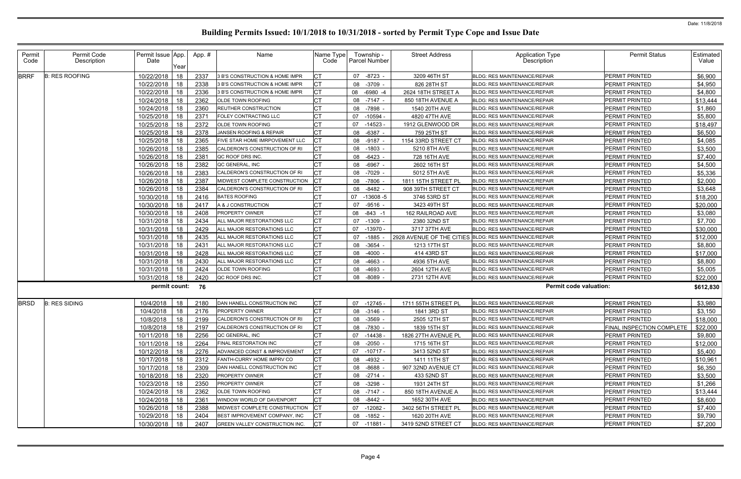# Building Permits Issued: 10/1/2018 to 10/31/2018 - sorted by Permit Type Cope and Issue Date

Date: 11/8/2018

| Permit Code | Permit Code Description | Permit Issue Date | App. Year | App. # | Name | Name Type Code | Township - Parcel Number | Street Address | Application Type Description | Permit Status | Estimated Value |
|---|---|---|---|---|---|---|---|---|---|---|---|
| BRRF | B: RES ROOFING | 10/22/2018 | 18 | 2337 | 3 B'S CONSTRUCTION & HOME IMPR | CT | 07 -8723 - | 3209 46TH ST | BLDG: RES MAINTENANCE/REPAIR | PERMIT PRINTED | $6,900 |
| | | 10/22/2018 | 18 | 2338 | 3 B'S CONSTRUCTION & HOME IMPR | CT | 08 -3709 - | 826 28TH ST | BLDG: RES MAINTENANCE/REPAIR | PERMIT PRINTED | $4,950 |
| | | 10/22/2018 | 18 | 2336 | 3 B'S CONSTRUCTION & HOME IMPR | CT | 08 -6980 -4 | 2624 18TH STREET A | BLDG: RES MAINTENANCE/REPAIR | PERMIT PRINTED | $4,800 |
| | | 10/24/2018 | 18 | 2362 | OLDE TOWN ROOFING | CT | 08 -7147 - | 850 18TH AVENUE A | BLDG: RES MAINTENANCE/REPAIR | PERMIT PRINTED | $13,444 |
| | | 10/24/2018 | 18 | 2360 | REUTHER CONSTRUCTION | CT | 08 -7898 - | 1540 20TH AVE | BLDG: RES MAINTENANCE/REPAIR | PERMIT PRINTED | $1,860 |
| | | 10/25/2018 | 18 | 2371 | FOLEY CONTRACTING LLC | CT | 07 -10594 - | 4820 47TH AVE | BLDG: RES MAINTENANCE/REPAIR | PERMIT PRINTED | $5,800 |
| | | 10/25/2018 | 18 | 2372 | OLDE TOWN ROOFING | CT | 07 -14523 - | 1912 GLENWOOD DR | BLDG: RES MAINTENANCE/REPAIR | PERMIT PRINTED | $18,497 |
| | | 10/25/2018 | 18 | 2378 | JANSEN ROOFING & REPAIR | CT | 08 -6387 - | 759 25TH ST | BLDG: RES MAINTENANCE/REPAIR | PERMIT PRINTED | $6,500 |
| | | 10/25/2018 | 18 | 2365 | FIVE STAR HOME IMRPOVEMENT LLC | CT | 08 -9187 - | 1154 33RD STREET CT | BLDG: RES MAINTENANCE/REPAIR | PERMIT PRINTED | $4,085 |
| | | 10/26/2018 | 18 | 2385 | CALDERON'S CONSTRUCTION OF RI | CT | 08 -1803 - | 5210 8TH AVE | BLDG: RES MAINTENANCE/REPAIR | PERMIT PRINTED | $3,500 |
| | | 10/26/2018 | 18 | 2381 | QC ROOF DRS INC. | CT | 08 -6423 - | 728 16TH AVE | BLDG: RES MAINTENANCE/REPAIR | PERMIT PRINTED | $7,400 |
| | | 10/26/2018 | 18 | 2382 | QC GENERAL, INC | CT | 08 -6967 - | 2602 16TH ST | BLDG: RES MAINTENANCE/REPAIR | PERMIT PRINTED | $4,500 |
| | | 10/26/2018 | 18 | 2383 | CALDERON'S CONSTRUCTION OF RI | CT | 08 -7029 - | 5012 5TH AVE | BLDG: RES MAINTENANCE/REPAIR | PERMIT PRINTED | $5,336 |
| | | 10/26/2018 | 18 | 2387 | MIDWEST COMPLETE CONSTRUCTION | CT | 08 -7806 - | 1811 15TH STREET PL | BLDG: RES MAINTENANCE/REPAIR | PERMIT PRINTED | $2,000 |
| | | 10/26/2018 | 18 | 2384 | CALDERON'S CONSTRUCTION OF RI | CT | 08 -8482 - | 908 39TH STREET CT | BLDG: RES MAINTENANCE/REPAIR | PERMIT PRINTED | $3,648 |
| | | 10/30/2018 | 18 | 2416 | BATES ROOFING | CT | 07 -13608 -5 | 3746 53RD ST | BLDG: RES MAINTENANCE/REPAIR | PERMIT PRINTED | $18,200 |
| | | 10/30/2018 | 18 | 2417 | A & J CONSTRUCTION | CT | 07 -9516 - | 3423 49TH ST | BLDG: RES MAINTENANCE/REPAIR | PERMIT PRINTED | $20,000 |
| | | 10/30/2018 | 18 | 2408 | PROPERTY OWNER | CT | 08 -843 -1 | 162 RAILROAD AVE | BLDG: RES MAINTENANCE/REPAIR | PERMIT PRINTED | $3,080 |
| | | 10/31/2018 | 18 | 2434 | ALL MAJOR RESTORATIONS LLC | CT | 07 -1309 - | 2380 32ND ST | BLDG: RES MAINTENANCE/REPAIR | PERMIT PRINTED | $7,700 |
| | | 10/31/2018 | 18 | 2429 | ALL MAJOR RESTORATIONS LLC | CT | 07 -13970 - | 3717 37TH AVE | BLDG: RES MAINTENANCE/REPAIR | PERMIT PRINTED | $30,000 |
| | | 10/31/2018 | 18 | 2435 | ALL MAJOR RESTORATIONS LLC | CT | 07 -1885 - | 2928 AVENUE OF THE CITIES | BLDG: RES MAINTENANCE/REPAIR | PERMIT PRINTED | $12,000 |
| | | 10/31/2018 | 18 | 2431 | ALL MAJOR RESTORATIONS LLC | CT | 08 -3654 - | 1213 17TH ST | BLDG: RES MAINTENANCE/REPAIR | PERMIT PRINTED | $8,800 |
| | | 10/31/2018 | 18 | 2428 | ALL MAJOR RESTORATIONS LLC | CT | 08 -4000 - | 414 43RD ST | BLDG: RES MAINTENANCE/REPAIR | PERMIT PRINTED | $17,000 |
| | | 10/31/2018 | 18 | 2430 | ALL MAJOR RESTORATIONS LLC | CT | 08 -4663 - | 4936 5TH AVE | BLDG: RES MAINTENANCE/REPAIR | PERMIT PRINTED | $8,800 |
| | | 10/31/2018 | 18 | 2424 | OLDE TOWN ROOFING | CT | 08 -4693 - | 2604 12TH AVE | BLDG: RES MAINTENANCE/REPAIR | PERMIT PRINTED | $5,005 |
| | | 10/31/2018 | 18 | 2420 | QC ROOF DRS INC. | CT | 08 -8089 - | 2731 12TH AVE | BLDG: RES MAINTENANCE/REPAIR | PERMIT PRINTED | $22,000 |
| | | permit count: | | 76 | | | | | Permit code valuation: | | $612,830 |
| BRSD | B: RES SIDING | 10/4/2018 | 18 | 2180 | DAN HANELL CONSTRUCTION INC | CT | 07 -12745 - | 1711 55TH STREET PL | BLDG: RES MAINTENANCE/REPAIR | PERMIT PRINTED | $3,980 |
| | | 10/4/2018 | 18 | 2176 | PROPERTY OWNER | CT | 08 -3146 - | 1841 3RD ST | BLDG: RES MAINTENANCE/REPAIR | PERMIT PRINTED | $3,150 |
| | | 10/8/2018 | 18 | 2199 | CALDERON'S CONSTRUCTION OF RI | CT | 08 -3569 - | 2505 12TH ST | BLDG: RES MAINTENANCE/REPAIR | PERMIT PRINTED | $18,000 |
| | | 10/8/2018 | 18 | 2197 | CALDERON'S CONSTRUCTION OF RI | CT | 08 -7830 - | 1839 15TH ST | BLDG: RES MAINTENANCE/REPAIR | FINAL INSPECTION COMPLETE | $22,000 |
| | | 10/11/2018 | 18 | 2256 | QC GENERAL, INC | CT | 07 -14438 - | 1826 27TH AVENUE PL | BLDG: RES MAINTENANCE/REPAIR | PERMIT PRINTED | $9,800 |
| | | 10/11/2018 | 18 | 2264 | FINAL RESTORATION INC | CT | 08 -2050 - | 1715 16TH ST | BLDG: RES MAINTENANCE/REPAIR | PERMIT PRINTED | $12,000 |
| | | 10/12/2018 | 18 | 2276 | ADVANCED CONST & IMPROVEMENT | CT | 07 -10717 - | 3413 52ND ST | BLDG: RES MAINTENANCE/REPAIR | PERMIT PRINTED | $5,400 |
| | | 10/17/2018 | 18 | 2312 | FANTH-CURRY HOME IMPRV CO | CT | 08 -4932 - | 1411 11TH ST | BLDG: RES MAINTENANCE/REPAIR | PERMIT PRINTED | $10,961 |
| | | 10/17/2018 | 18 | 2309 | DAN HANELL CONSTRUCTION INC | CT | 08 -8688 - | 907 32ND AVENUE CT | BLDG: RES MAINTENANCE/REPAIR | PERMIT PRINTED | $6,350 |
| | | 10/18/2018 | 18 | 2320 | PROPERTY OWNER | CT | 08 -2714 - | 433 52ND ST | BLDG: RES MAINTENANCE/REPAIR | PERMIT PRINTED | $3,500 |
| | | 10/23/2018 | 18 | 2350 | PROPERTY OWNER | CT | 08 -3298 - | 1931 24TH ST | BLDG: RES MAINTENANCE/REPAIR | PERMIT PRINTED | $1,266 |
| | | 10/24/2018 | 18 | 2362 | OLDE TOWN ROOFING | CT | 08 -7147 - | 850 18TH AVENUE A | BLDG: RES MAINTENANCE/REPAIR | PERMIT PRINTED | $13,444 |
| | | 10/24/2018 | 18 | 2361 | WINDOW WORLD OF DAVENPORT | CT | 08 -8442 - | 1652 30TH AVE | BLDG: RES MAINTENANCE/REPAIR | PERMIT PRINTED | $8,600 |
| | | 10/26/2018 | 18 | 2388 | MIDWEST COMPLETE CONSTRUCTION | CT | 07 -12082 - | 3402 56TH STREET PL | BLDG: RES MAINTENANCE/REPAIR | PERMIT PRINTED | $7,400 |
| | | 10/29/2018 | 18 | 2404 | BEST IMPROVEMENT COMPANY, INC | CT | 08 -1852 - | 1620 20TH AVE | BLDG: RES MAINTENANCE/REPAIR | PERMIT PRINTED | $9,790 |
| | | 10/30/2018 | 18 | 2407 | GREEN VALLEY CONSTRUCTION INC. | CT | 07 -11881 - | 3419 52ND STREET CT | BLDG: RES MAINTENANCE/REPAIR | PERMIT PRINTED | $7,200 |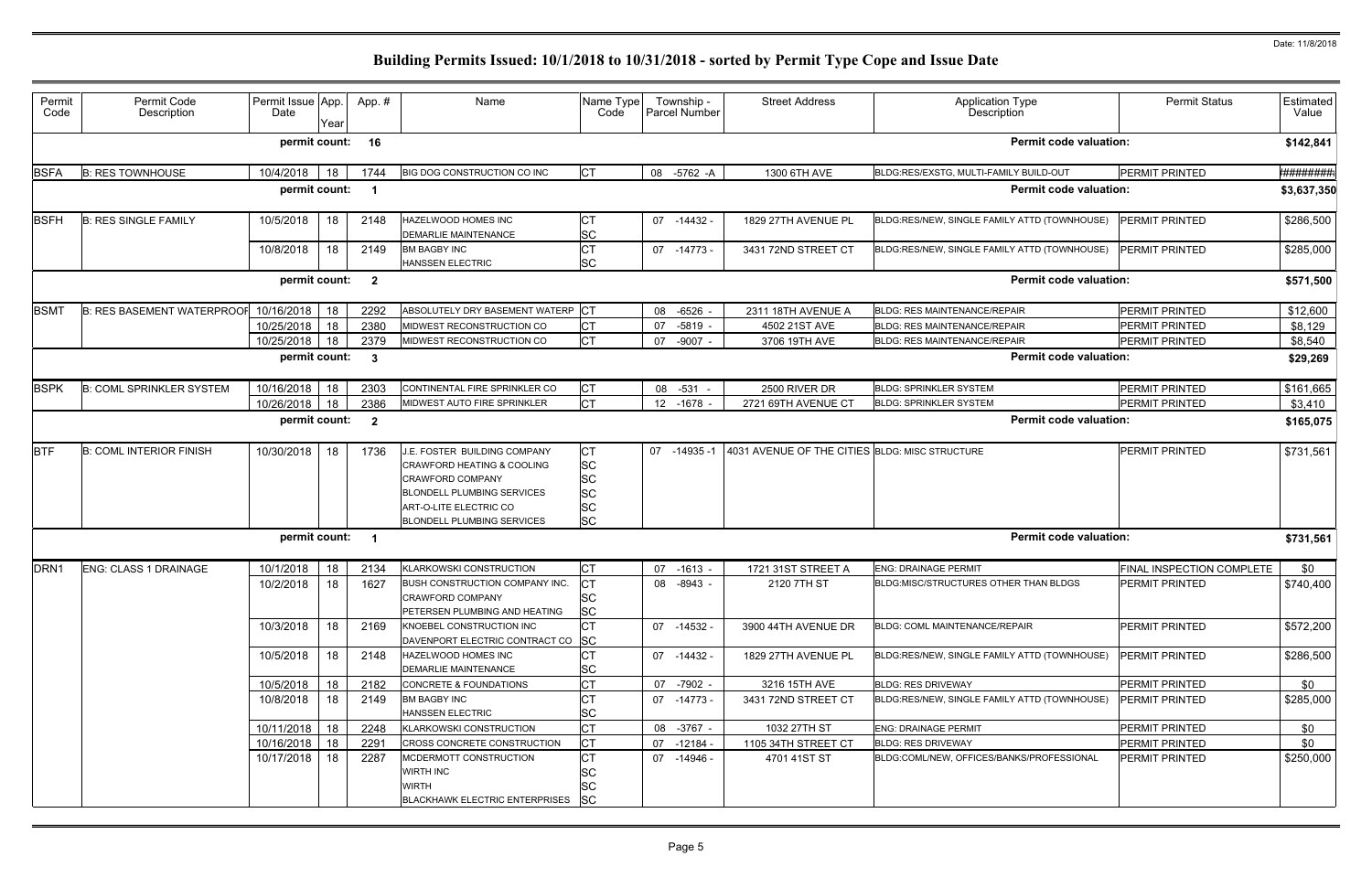# Building Permits Issued: 10/1/2018 to 10/31/2018 - sorted by Permit Type Cope and Issue Date

Date: 11/8/2018

| Permit Code | Permit Code Description | Permit Issue Date | App. Year | App. # | Name | Name Type Code | Township - Parcel Number | Street Address | Application Type Description | Permit Status | Estimated Value |
|---|---|---|---|---|---|---|---|---|---|---|---|
| | | permit count: | | 16 | | | | | Permit code valuation: | | $142,841 |
| BSFA | B: RES TOWNHOUSE | 10/4/2018 | 18 | 1744 | BIG DOG CONSTRUCTION CO INC | CT | 08 -5762 -A | 1300 6TH AVE | BLDG:RES/EXSTG, MULTI-FAMILY BUILD-OUT | PERMIT PRINTED | ######## |
| | | permit count: | | 1 | | | | | Permit code valuation: | | $3,637,350 |
| BSFH | B: RES SINGLE FAMILY | 10/5/2018 | 18 | 2148 | HAZELWOOD HOMES INC<br>DEMARLIE MAINTENANCE | CT<br>SC | 07 -14432 - | 1829 27TH AVENUE PL | BLDG:RES/NEW, SINGLE FAMILY ATTD (TOWNHOUSE) | PERMIT PRINTED | $286,500 |
| | | 10/8/2018 | 18 | 2149 | BM BAGBY INC<br>HANSSEN ELECTRIC | CT<br>SC | 07 -14773 - | 3431 72ND STREET CT | BLDG:RES/NEW, SINGLE FAMILY ATTD (TOWNHOUSE) | PERMIT PRINTED | $285,000 |
| | | permit count: | | 2 | | | | | Permit code valuation: | | $571,500 |
| BSMT | B: RES BASEMENT WATERPROOF | 10/16/2018 | 18 | 2292 | ABSOLUTELY DRY BASEMENT WATERP | CT | 08 -6526 - | 2311 18TH AVENUE A | BLDG: RES MAINTENANCE/REPAIR | PERMIT PRINTED | $12,600 |
| | | 10/25/2018 | 18 | 2380 | MIDWEST RECONSTRUCTION CO | CT | 07 -5819 - | 4502 21ST AVE | BLDG: RES MAINTENANCE/REPAIR | PERMIT PRINTED | $8,129 |
| | | 10/25/2018 | 18 | 2379 | MIDWEST RECONSTRUCTION CO | CT | 07 -9007 - | 3706 19TH AVE | BLDG: RES MAINTENANCE/REPAIR | PERMIT PRINTED | $8,540 |
| | | permit count: | | 3 | | | | | Permit code valuation: | | $29,269 |
| BSPK | B: COML SPRINKLER SYSTEM | 10/16/2018 | 18 | 2303 | CONTINENTAL FIRE SPRINKLER CO | CT | 08 -531 - | 2500 RIVER DR | BLDG: SPRINKLER SYSTEM | PERMIT PRINTED | $161,665 |
| | | 10/26/2018 | 18 | 2386 | MIDWEST AUTO FIRE SPRINKLER | CT | 12 -1678 - | 2721 69TH AVENUE CT | BLDG: SPRINKLER SYSTEM | PERMIT PRINTED | $3,410 |
| | | permit count: | | 2 | | | | | Permit code valuation: | | $165,075 |
| BTF | B: COML INTERIOR FINISH | 10/30/2018 | 18 | 1736 | J.E. FOSTER BUILDING COMPANY<br>CRAWFORD HEATING & COOLING<br>CRAWFORD COMPANY<br>BLONDELL PLUMBING SERVICES<br>ART-O-LITE ELECTRIC CO<br>BLONDELL PLUMBING SERVICES | CT<br>SC<br>SC<br>SC<br>SC<br>SC | 07 -14935 -1 | 4031 AVENUE OF THE CITIES | BLDG: MISC STRUCTURE | PERMIT PRINTED | $731,561 |
| | | permit count: | | 1 | | | | | Permit code valuation: | | $731,561 |
| DRN1 | ENG: CLASS 1 DRAINAGE | 10/1/2018 | 18 | 2134 | KLARKOWSKI CONSTRUCTION | CT | 07 -1613 - | 1721 31ST STREET A | ENG: DRAINAGE PERMIT | FINAL INSPECTION COMPLETE | $0 |
| | | 10/2/2018 | 18 | 1627 | BUSH CONSTRUCTION COMPANY INC.<br>CRAWFORD COMPANY<br>PETERSEN PLUMBING AND HEATING | CT<br>SC<br>SC | 08 -8943 - | 2120 7TH ST | BLDG:MISC/STRUCTURES OTHER THAN BLDGS | PERMIT PRINTED | $740,400 |
| | | 10/3/2018 | 18 | 2169 | KNOEBEL CONSTRUCTION INC<br>DAVENPORT ELECTRIC CONTRACT CO | CT<br>SC | 07 -14532 - | 3900 44TH AVENUE DR | BLDG: COML MAINTENANCE/REPAIR | PERMIT PRINTED | $572,200 |
| | | 10/5/2018 | 18 | 2148 | HAZELWOOD HOMES INC<br>DEMARLIE MAINTENANCE | CT<br>SC | 07 -14432 - | 1829 27TH AVENUE PL | BLDG:RES/NEW, SINGLE FAMILY ATTD (TOWNHOUSE) | PERMIT PRINTED | $286,500 |
| | | 10/5/2018 | 18 | 2182 | CONCRETE & FOUNDATIONS | CT | 07 -7902 - | 3216 15TH AVE | BLDG: RES DRIVEWAY | PERMIT PRINTED | $0 |
| | | 10/8/2018 | 18 | 2149 | BM BAGBY INC<br>HANSSEN ELECTRIC | CT<br>SC | 07 -14773 - | 3431 72ND STREET CT | BLDG:RES/NEW, SINGLE FAMILY ATTD (TOWNHOUSE) | PERMIT PRINTED | $285,000 |
| | | 10/11/2018 | 18 | 2248 | KLARKOWSKI CONSTRUCTION | CT | 08 -3767 - | 1032 27TH ST | ENG: DRAINAGE PERMIT | PERMIT PRINTED | $0 |
| | | 10/16/2018 | 18 | 2291 | CROSS CONCRETE CONSTRUCTION | CT | 07 -12184 - | 1105 34TH STREET CT | BLDG: RES DRIVEWAY | PERMIT PRINTED | $0 |
| | | 10/17/2018 | 18 | 2287 | MCDERMOTT CONSTRUCTION<br>WIRTH INC<br>WIRTH<br>BLACKHAWK ELECTRIC ENTERPRISES | CT<br>SC<br>SC<br>SC | 07 -14946 - | 4701 41ST ST | BLDG:COML/NEW, OFFICES/BANKS/PROFESSIONAL | PERMIT PRINTED | $250,000 |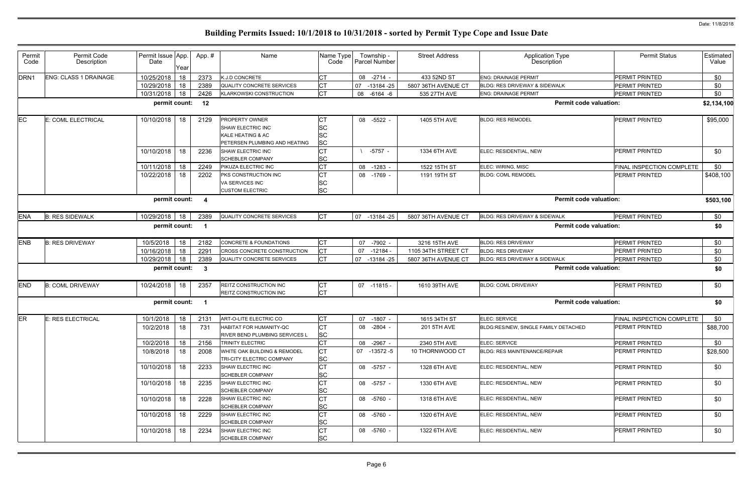# Building Permits Issued: 10/1/2018 to 10/31/2018 - sorted by Permit Type Cope and Issue Date

Date: 11/8/2018

| Permit Code | Permit Code Description | Permit Issue Date | App. Year | App. # | Name | Name Type Code | Township - Parcel Number | Street Address | Application Type Description | Permit Status | Estimated Value |
|---|---|---|---|---|---|---|---|---|---|---|---|
| DRN1 | ENG: CLASS 1 DRAINAGE | 10/25/2018 | 18 | 2373 | K.J.D CONCRETE | CT | 08 -2714 - | 433 52ND ST | ENG: DRAINAGE PERMIT | PERMIT PRINTED | $0 |
| | | 10/29/2018 | 18 | 2389 | QUALITY CONCRETE SERVICES | CT | 07 -13184 -25 | 5807 36TH AVENUE CT | BLDG: RES DRIVEWAY & SIDEWALK | PERMIT PRINTED | $0 |
| | | 10/31/2018 | 18 | 2426 | KLARKOWSKI CONSTRUCTION | CT | 08 -6164 -6 | 535 27TH AVE | ENG: DRAINAGE PERMIT | PERMIT PRINTED | $0 |
| | | permit count: | | 12 | | | | | Permit code valuation: | | $2,134,100 |
| EC | E: COML ELECTRICAL | 10/10/2018 | 18 | 2129 | PROPERTY OWNER | CT | 08 -5522 - | 1405 5TH AVE | BLDG: RES REMODEL | PERMIT PRINTED | $95,000 |
| | | | | | SHAW ELECTRIC INC | SC | | | | | |
| | | | | | KALE HEATING & AC | SC | | | | | |
| | | | | | PETERSEN PLUMBING AND HEATING | SC | | | | | |
| | | 10/10/2018 | 18 | 2236 | SHAW ELECTRIC INC | CT | \ -5757 - | 1334 6TH AVE | ELEC: RESIDENTIAL, NEW | PERMIT PRINTED | $0 |
| | | | | | SCHEBLER COMPANY | SC | | | | | |
| | | 10/11/2018 | 18 | 2249 | PIKUZA ELECTRIC INC | CT | 08 -1283 - | 1522 15TH ST | ELEC: WIRING, MISC | FINAL INSPECTION COMPLETE | $0 |
| | | 10/22/2018 | 18 | 2202 | PKS CONSTRUCTION INC | CT | 08 -1769 - | 1191 19TH ST | BLDG: COML REMODEL | PERMIT PRINTED | $408,100 |
| | | | | | VA SERVICES INC | SC | | | | | |
| | | | | | CUSTOM ELECTRIC | SC | | | | | |
| | | permit count: | | 4 | | | | | Permit code valuation: | | $503,100 |
| ENA | B: RES SIDEWALK | 10/29/2018 | 18 | 2389 | QUALITY CONCRETE SERVICES | CT | 07 -13184 -25 | 5807 36TH AVENUE CT | BLDG: RES DRIVEWAY & SIDEWALK | PERMIT PRINTED | $0 |
| | | permit count: | | 1 | | | | | Permit code valuation: | | $0 |
| ENB | B: RES DRIVEWAY | 10/5/2018 | 18 | 2182 | CONCRETE & FOUNDATIONS | CT | 07 -7902 - | 3216 15TH AVE | BLDG: RES DRIVEWAY | PERMIT PRINTED | $0 |
| | | 10/16/2018 | 18 | 2291 | CROSS CONCRETE CONSTRUCTION | CT | 07 -12184 - | 1105 34TH STREET CT | BLDG: RES DRIVEWAY | PERMIT PRINTED | $0 |
| | | 10/29/2018 | 18 | 2389 | QUALITY CONCRETE SERVICES | CT | 07 -13184 -25 | 5807 36TH AVENUE CT | BLDG: RES DRIVEWAY & SIDEWALK | PERMIT PRINTED | $0 |
| | | permit count: | | 3 | | | | | Permit code valuation: | | $0 |
| END | B: COML DRIVEWAY | 10/24/2018 | 18 | 2357 | REITZ CONSTRUCTION INC | CT | 07 -11815 - | 1610 39TH AVE | BLDG: COML DRIVEWAY | PERMIT PRINTED | $0 |
| | | | | | REITZ CONSTRUCTION INC | CT | | | | | |
| | | permit count: | | 1 | | | | | Permit code valuation: | | $0 |
| ER | E: RES ELECTRICAL | 10/1/2018 | 18 | 2131 | ART-O-LITE ELECTRIC CO | CT | 07 -1807 - | 1615 34TH ST | ELEC: SERVICE | FINAL INSPECTION COMPLETE | $0 |
| | | 10/2/2018 | 18 | 731 | HABITAT FOR HUMANITY-QC | CT | 08 -2804 - | 201 5TH AVE | BLDG:RES/NEW, SINGLE FAMILY DETACHED | PERMIT PRINTED | $88,700 |
| | | | | | RIVER BEND PLUMBING SERVICES L | SC | | | | | |
| | | 10/2/2018 | 18 | 2156 | TRINITY ELECTRIC | CT | 08 -2967 - | 2340 5TH AVE | ELEC: SERVICE | PERMIT PRINTED | $0 |
| | | 10/8/2018 | 18 | 2008 | WHITE OAK BUILDING & REMODEL | CT | 07 -13572 -5 | 10 THORNWOOD CT | BLDG: RES MAINTENANCE/REPAIR | PERMIT PRINTED | $28,500 |
| | | | | | TRI-CITY ELECTRIC COMPANY | SC | | | | | |
| | | 10/10/2018 | 18 | 2233 | SHAW ELECTRIC INC | CT | 08 -5757 - | 1328 6TH AVE | ELEC: RESIDENTIAL, NEW | PERMIT PRINTED | $0 |
| | | | | | SCHEBLER COMPANY | SC | | | | | |
| | | 10/10/2018 | 18 | 2235 | SHAW ELECTRIC INC | CT | 08 -5757 - | 1330 6TH AVE | ELEC: RESIDENTIAL, NEW | PERMIT PRINTED | $0 |
| | | | | | SCHEBLER COMPANY | SC | | | | | |
| | | 10/10/2018 | 18 | 2228 | SHAW ELECTRIC INC | CT | 08 -5760 - | 1318 6TH AVE | ELEC: RESIDENTIAL, NEW | PERMIT PRINTED | $0 |
| | | | | | SCHEBLER COMPANY | SC | | | | | |
| | | 10/10/2018 | 18 | 2229 | SHAW ELECTRIC INC | CT | 08 -5760 - | 1320 6TH AVE | ELEC: RESIDENTIAL, NEW | PERMIT PRINTED | $0 |
| | | | | | SCHEBLER COMPANY | SC | | | | | |
| | | 10/10/2018 | 18 | 2234 | SHAW ELECTRIC INC | CT | 08 -5760 - | 1322 6TH AVE | ELEC: RESIDENTIAL, NEW | PERMIT PRINTED | $0 |
| | | | | | SCHEBLER COMPANY | SC | | | | | |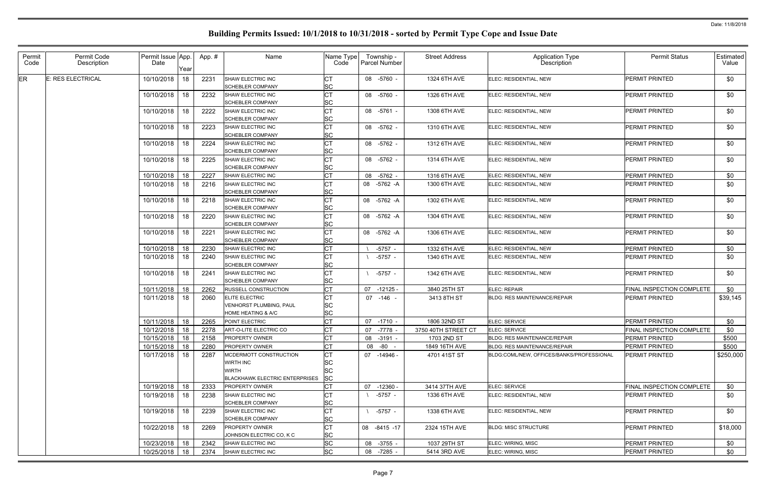# Building Permits Issued: 10/1/2018 to 10/31/2018 - sorted by Permit Type Cope and Issue Date

Date: 11/8/2018

| Permit Code | Permit Code Description | Permit Issue Date | App. Year | App. # | Name | Name Type Code | Township - Parcel Number | Street Address | Application Type Description | Permit Status | Estimated Value |
|---|---|---|---|---|---|---|---|---|---|---|---|
| ER | E: RES ELECTRICAL | 10/10/2018 | 18 | 2231 | SHAW ELECTRIC INC<br>SCHEBLER COMPANY | CT<br>SC | 08 -5760 - | 1324 6TH AVE | ELEC: RESIDENTIAL, NEW | PERMIT PRINTED | $0 |
| | | 10/10/2018 | 18 | 2232 | SHAW ELECTRIC INC<br>SCHEBLER COMPANY | CT<br>SC | 08 -5760 - | 1326 6TH AVE | ELEC: RESIDENTIAL, NEW | PERMIT PRINTED | $0 |
| | | 10/10/2018 | 18 | 2222 | SHAW ELECTRIC INC<br>SCHEBLER COMPANY | CT<br>SC | 08 -5761 - | 1308 6TH AVE | ELEC: RESIDENTIAL, NEW | PERMIT PRINTED | $0 |
| | | 10/10/2018 | 18 | 2223 | SHAW ELECTRIC INC<br>SCHEBLER COMPANY | CT<br>SC | 08 -5762 - | 1310 6TH AVE | ELEC: RESIDENTIAL, NEW | PERMIT PRINTED | $0 |
| | | 10/10/2018 | 18 | 2224 | SHAW ELECTRIC INC<br>SCHEBLER COMPANY | CT<br>SC | 08 -5762 - | 1312 6TH AVE | ELEC: RESIDENTIAL, NEW | PERMIT PRINTED | $0 |
| | | 10/10/2018 | 18 | 2225 | SHAW ELECTRIC INC<br>SCHEBLER COMPANY | CT<br>SC | 08 -5762 - | 1314 6TH AVE | ELEC: RESIDENTIAL, NEW | PERMIT PRINTED | $0 |
| | | 10/10/2018 | 18 | 2227 | SHAW ELECTRIC INC | CT | 08 -5762 - | 1316 6TH AVE | ELEC: RESIDENTIAL, NEW | PERMIT PRINTED | $0 |
| | | 10/10/2018 | 18 | 2216 | SHAW ELECTRIC INC<br>SCHEBLER COMPANY | CT<br>SC | 08 -5762 -A | 1300 6TH AVE | ELEC: RESIDENTIAL, NEW | PERMIT PRINTED | $0 |
| | | 10/10/2018 | 18 | 2218 | SHAW ELECTRIC INC<br>SCHEBLER COMPANY | CT<br>SC | 08 -5762 -A | 1302 6TH AVE | ELEC: RESIDENTIAL, NEW | PERMIT PRINTED | $0 |
| | | 10/10/2018 | 18 | 2220 | SHAW ELECTRIC INC<br>SCHEBLER COMPANY | CT<br>SC | 08 -5762 -A | 1304 6TH AVE | ELEC: RESIDENTIAL, NEW | PERMIT PRINTED | $0 |
| | | 10/10/2018 | 18 | 2221 | SHAW ELECTRIC INC<br>SCHEBLER COMPANY | CT<br>SC | 08 -5762 -A | 1306 6TH AVE | ELEC: RESIDENTIAL, NEW | PERMIT PRINTED | $0 |
| | | 10/10/2018 | 18 | 2230 | SHAW ELECTRIC INC | CT | \ -5757 - | 1332 6TH AVE | ELEC: RESIDENTIAL, NEW | PERMIT PRINTED | $0 |
| | | 10/10/2018 | 18 | 2240 | SHAW ELECTRIC INC<br>SCHEBLER COMPANY | CT<br>SC | \ -5757 - | 1340 6TH AVE | ELEC: RESIDENTIAL, NEW | PERMIT PRINTED | $0 |
| | | 10/10/2018 | 18 | 2241 | SHAW ELECTRIC INC<br>SCHEBLER COMPANY | CT<br>SC | \ -5757 - | 1342 6TH AVE | ELEC: RESIDENTIAL, NEW | PERMIT PRINTED | $0 |
| | | 10/11/2018 | 18 | 2262 | RUSSELL CONSTRUCTION | CT | 07 -12125 - | 3840 25TH ST | ELEC: REPAIR | FINAL INSPECTION COMPLETE | $0 |
| | | 10/11/2018 | 18 | 2060 | ELITE ELECTRIC<br>VENHORST PLUMBING, PAUL<br>HOME HEATING & A/C | CT<br>SC<br>SC | 07 -146 - | 3413 8TH ST | BLDG: RES MAINTENANCE/REPAIR | PERMIT PRINTED | $39,145 |
| | | 10/11/2018 | 18 | 2265 | POINT ELECTRIC | CT | 07 -1710 - | 1806 32ND ST | ELEC: SERVICE | PERMIT PRINTED | $0 |
| | | 10/12/2018 | 18 | 2278 | ART-O-LITE ELECTRIC CO | CT | 07 -7778 - | 3750 40TH STREET CT | ELEC: SERVICE | FINAL INSPECTION COMPLETE | $0 |
| | | 10/15/2018 | 18 | 2158 | PROPERTY OWNER | CT | 08 -3191 - | 1703 2ND ST | BLDG: RES MAINTENANCE/REPAIR | PERMIT PRINTED | $500 |
| | | 10/15/2018 | 18 | 2280 | PROPERTY OWNER | CT | 08 -80 - | 1849 16TH AVE | BLDG: RES MAINTENANCE/REPAIR | PERMIT PRINTED | $500 |
| | | 10/17/2018 | 18 | 2287 | MCDERMOTT CONSTRUCTION<br>WIRTH INC<br>WIRTH<br>BLACKHAWK ELECTRIC ENTERPRISES | CT<br>SC<br>SC<br>SC | 07 -14946 - | 4701 41ST ST | BLDG:COML/NEW, OFFICES/BANKS/PROFESSIONAL | PERMIT PRINTED | $250,000 |
| | | 10/19/2018 | 18 | 2333 | PROPERTY OWNER | CT | 07 -12360 - | 3414 37TH AVE | ELEC: SERVICE | FINAL INSPECTION COMPLETE | $0 |
| | | 10/19/2018 | 18 | 2238 | SHAW ELECTRIC INC<br>SCHEBLER COMPANY | CT<br>SC | \ -5757 - | 1336 6TH AVE | ELEC: RESIDENTIAL, NEW | PERMIT PRINTED | $0 |
| | | 10/19/2018 | 18 | 2239 | SHAW ELECTRIC INC<br>SCHEBLER COMPANY | CT<br>SC | \ -5757 - | 1338 6TH AVE | ELEC: RESIDENTIAL, NEW | PERMIT PRINTED | $0 |
| | | 10/22/2018 | 18 | 2269 | PROPERTY OWNER<br>JOHNSON ELECTRIC CO, K C | CT<br>SC | 08 -8415 -17 | 2324 15TH AVE | BLDG: MISC STRUCTURE | PERMIT PRINTED | $18,000 |
| | | 10/23/2018 | 18 | 2342 | SHAW ELECTRIC INC | SC | 08 -3755 - | 1037 29TH ST | ELEC: WIRING, MISC | PERMIT PRINTED | $0 |
| | | 10/25/2018 | 18 | 2374 | SHAW ELECTRIC INC | SC | 08 -7285 - | 5414 3RD AVE | ELEC: WIRING, MISC | PERMIT PRINTED | $0 |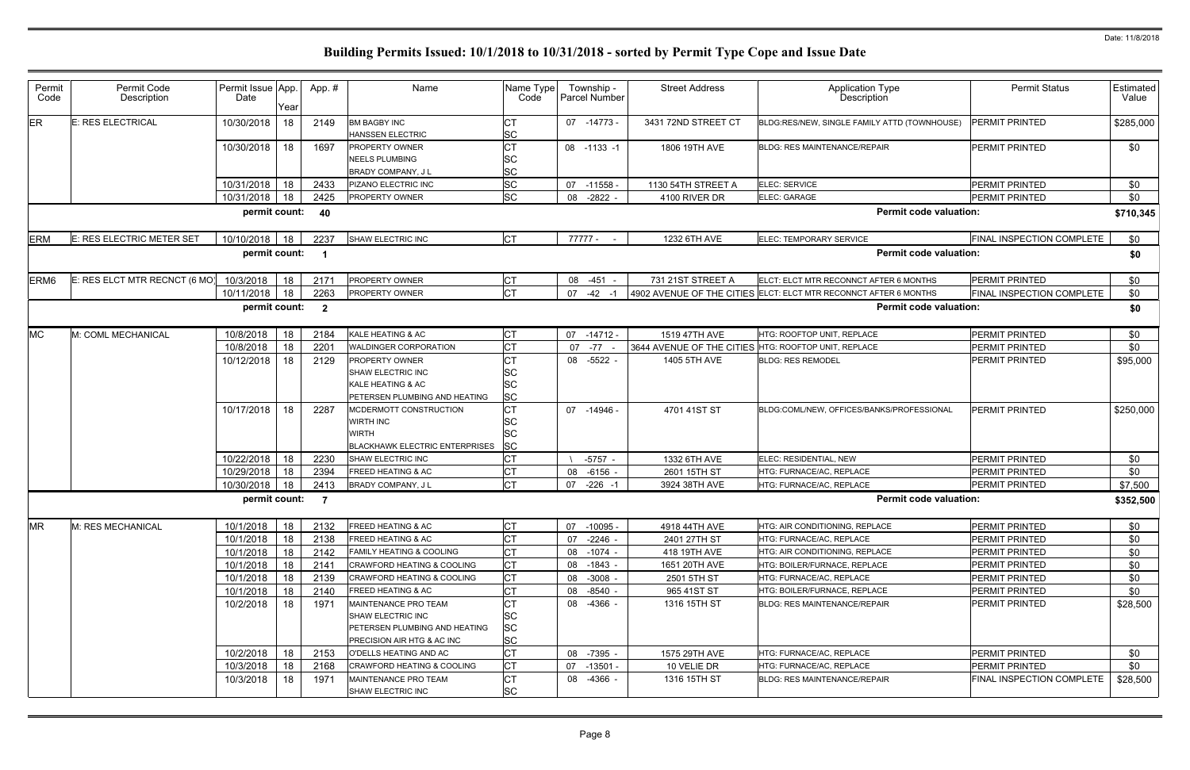# Building Permits Issued: 10/1/2018 to 10/31/2018 - sorted by Permit Type Cope and Issue Date

Date: 11/8/2018

| Permit Code | Permit Code Description | Permit Issue Date | App. Year | App. # | Name | Name Type Code | Township - Parcel Number | Street Address | Application Type Description | Permit Status | Estimated Value |
|---|---|---|---|---|---|---|---|---|---|---|---|
| ER | E: RES ELECTRICAL | 10/30/2018 | 18 | 2149 | BM BAGBY INC<br>HANSSEN ELECTRIC | CT<br>SC | 07 -14773 - | 3431 72ND STREET CT | BLDG:RES/NEW, SINGLE FAMILY ATTD (TOWNHOUSE) | PERMIT PRINTED | $285,000 |
| | | 10/30/2018 | 18 | 1697 | PROPERTY OWNER<br>NEELS PLUMBING<br>BRADY COMPANY, J L | CT<br>SC<br>SC | 08 -1133 -1 | 1806 19TH AVE | BLDG: RES MAINTENANCE/REPAIR | PERMIT PRINTED | $0 |
| | | 10/31/2018 | 18 | 2433 | PIZANO ELECTRIC INC | SC | 07 -11558 - | 1130 54TH STREET A | ELEC: SERVICE | PERMIT PRINTED | $0 |
| | | 10/31/2018 | 18 | 2425 | PROPERTY OWNER | SC | 08 -2822 - | 4100 RIVER DR | ELEC: GARAGE | PERMIT PRINTED | $0 |
| | | permit count: | | 40 | | | | | Permit code valuation: | | $710,345 |
| ERM | E: RES ELECTRIC METER SET | 10/10/2018 | 18 | 2237 | SHAW ELECTRIC INC | CT | 77777 - - | 1232 6TH AVE | ELEC: TEMPORARY SERVICE | FINAL INSPECTION COMPLETE | $0 |
| | | permit count: | | 1 | | | | | Permit code valuation: | | $0 |
| ERM6 | E: RES ELCT MTR RECNCT (6 MO) | 10/3/2018 | 18 | 2171 | PROPERTY OWNER | CT | 08 -451 - | 731 21ST STREET A | ELCT: ELCT MTR RECONNCT AFTER 6 MONTHS | PERMIT PRINTED | $0 |
| | | 10/11/2018 | 18 | 2263 | PROPERTY OWNER | CT | 07 -42 -1 | 4902 AVENUE OF THE CITIES | ELCT: ELCT MTR RECONNCT AFTER 6 MONTHS | FINAL INSPECTION COMPLETE | $0 |
| | | permit count: | | 2 | | | | | Permit code valuation: | | $0 |
| MC | M: COML MECHANICAL | 10/8/2018 | 18 | 2184 | KALE HEATING & AC | CT | 07 -14712 - | 1519 47TH AVE | HTG: ROOFTOP UNIT, REPLACE | PERMIT PRINTED | $0 |
| | | 10/8/2018 | 18 | 2201 | WALDINGER CORPORATION | CT | 07 -77 - | 3644 AVENUE OF THE CITIES | HTG: ROOFTOP UNIT, REPLACE | PERMIT PRINTED | $0 |
| | | 10/12/2018 | 18 | 2129 | PROPERTY OWNER<br>SHAW ELECTRIC INC<br>KALE HEATING & AC<br>PETERSEN PLUMBING AND HEATING | CT<br>SC<br>SC<br>SC | 08 -5522 - | 1405 5TH AVE | BLDG: RES REMODEL | PERMIT PRINTED | $95,000 |
| | | 10/17/2018 | 18 | 2287 | MCDERMOTT CONSTRUCTION<br>WIRTH INC<br>WIRTH<br>BLACKHAWK ELECTRIC ENTERPRISES | CT<br>SC<br>SC<br>SC | 07 -14946 - | 4701 41ST ST | BLDG:COML/NEW, OFFICES/BANKS/PROFESSIONAL | PERMIT PRINTED | $250,000 |
| | | 10/22/2018 | 18 | 2230 | SHAW ELECTRIC INC | CT | \ -5757 - | 1332 6TH AVE | ELEC: RESIDENTIAL, NEW | PERMIT PRINTED | $0 |
| | | 10/29/2018 | 18 | 2394 | FREED HEATING & AC | CT | 08 -6156 - | 2601 15TH ST | HTG: FURNACE/AC, REPLACE | PERMIT PRINTED | $0 |
| | | 10/30/2018 | 18 | 2413 | BRADY COMPANY, J L | CT | 07 -226 -1 | 3924 38TH AVE | HTG: FURNACE/AC, REPLACE | PERMIT PRINTED | $7,500 |
| | | permit count: | | 7 | | | | | Permit code valuation: | | $352,500 |
| MR | M: RES MECHANICAL | 10/1/2018 | 18 | 2132 | FREED HEATING & AC | CT | 07 -10095 - | 4918 44TH AVE | HTG: AIR CONDITIONING, REPLACE | PERMIT PRINTED | $0 |
| | | 10/1/2018 | 18 | 2138 | FREED HEATING & AC | CT | 07 -2246 - | 2401 27TH ST | HTG: FURNACE/AC, REPLACE | PERMIT PRINTED | $0 |
| | | 10/1/2018 | 18 | 2142 | FAMILY HEATING & COOLING | CT | 08 -1074 - | 418 19TH AVE | HTG: AIR CONDITIONING, REPLACE | PERMIT PRINTED | $0 |
| | | 10/1/2018 | 18 | 2141 | CRAWFORD HEATING & COOLING | CT | 08 -1843 - | 1651 20TH AVE | HTG: BOILER/FURNACE, REPLACE | PERMIT PRINTED | $0 |
| | | 10/1/2018 | 18 | 2139 | CRAWFORD HEATING & COOLING | CT | 08 -3008 - | 2501 5TH ST | HTG: FURNACE/AC, REPLACE | PERMIT PRINTED | $0 |
| | | 10/1/2018 | 18 | 2140 | FREED HEATING & AC | CT | 08 -8540 - | 965 41ST ST | HTG: BOILER/FURNACE, REPLACE | PERMIT PRINTED | $0 |
| | | 10/2/2018 | 18 | 1971 | MAINTENANCE PRO TEAM<br>SHAW ELECTRIC INC<br>PETERSEN PLUMBING AND HEATING<br>PRECISION AIR HTG & AC INC | CT<br>SC<br>SC<br>SC | 08 -4366 - | 1316 15TH ST | BLDG: RES MAINTENANCE/REPAIR | PERMIT PRINTED | $28,500 |
| | | 10/2/2018 | 18 | 2153 | O'DELLS HEATING AND AC | CT | 08 -7395 - | 1575 29TH AVE | HTG: FURNACE/AC, REPLACE | PERMIT PRINTED | $0 |
| | | 10/3/2018 | 18 | 2168 | CRAWFORD HEATING & COOLING | CT | 07 -13501 - | 10 VELIE DR | HTG: FURNACE/AC, REPLACE | PERMIT PRINTED | $0 |
| | | 10/3/2018 | 18 | 1971 | MAINTENANCE PRO TEAM<br>SHAW ELECTRIC INC | CT<br>SC | 08 -4366 - | 1316 15TH ST | BLDG: RES MAINTENANCE/REPAIR | FINAL INSPECTION COMPLETE | $28,500 |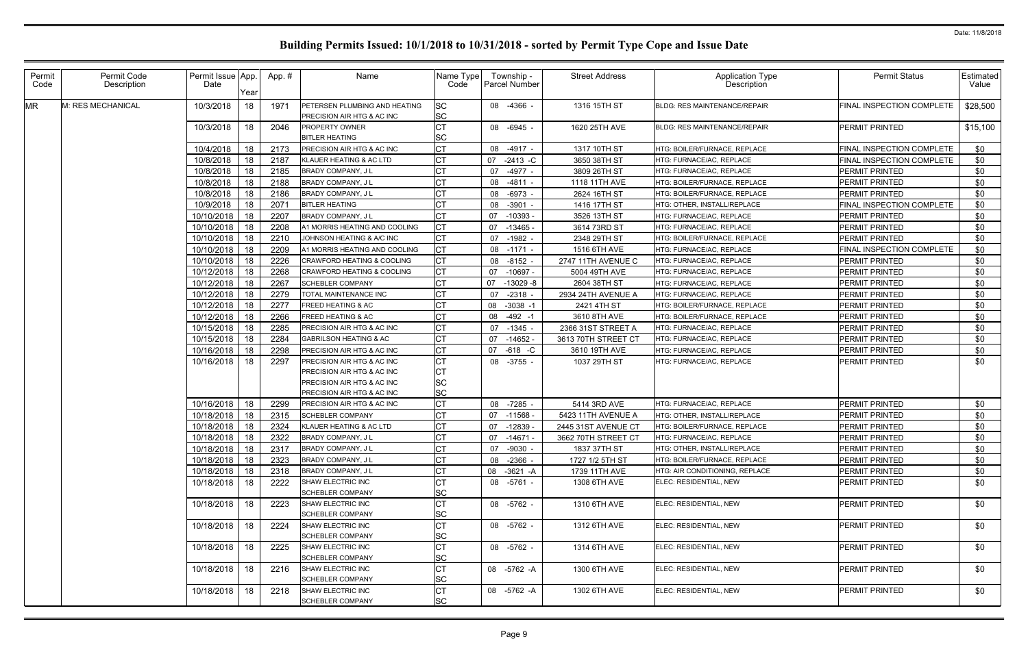# Building Permits Issued: 10/1/2018 to 10/31/2018 - sorted by Permit Type Cope and Issue Date

| Permit Code | Permit Code Description | Permit Issue Date | App. Year | App. # | Name | Name Type Code | Township - Parcel Number | Street Address | Application Type Description | Permit Status | Estimated Value |
|---|---|---|---|---|---|---|---|---|---|---|---|
| MR | M: RES MECHANICAL | 10/3/2018 | 18 | 1971 | PETERSEN PLUMBING AND HEATING<br>PRECISION AIR HTG & AC INC | SC<br>SC | 08 -4366 - | 1316 15TH ST | BLDG: RES MAINTENANCE/REPAIR | FINAL INSPECTION COMPLETE | $28,500 |
| | | 10/3/2018 | 18 | 2046 | PROPERTY OWNER<br>BITLER HEATING | CT<br>SC | 08 -6945 - | 1620 25TH AVE | BLDG: RES MAINTENANCE/REPAIR | PERMIT PRINTED | $15,100 |
| | | 10/4/2018 | 18 | 2173 | PRECISION AIR HTG & AC INC | CT | 08 -4917 - | 1317 10TH ST | HTG: BOILER/FURNACE, REPLACE | FINAL INSPECTION COMPLETE | $0 |
| | | 10/8/2018 | 18 | 2187 | KLAUER HEATING & AC LTD | CT | 07 -2413 -C | 3650 38TH ST | HTG: FURNACE/AC, REPLACE | FINAL INSPECTION COMPLETE | $0 |
| | | 10/8/2018 | 18 | 2185 | BRADY COMPANY, J L | CT | 07 -4977 - | 3809 26TH ST | HTG: FURNACE/AC, REPLACE | PERMIT PRINTED | $0 |
| | | 10/8/2018 | 18 | 2188 | BRADY COMPANY, J L | CT | 08 -4811 - | 1118 11TH AVE | HTG: BOILER/FURNACE, REPLACE | PERMIT PRINTED | $0 |
| | | 10/8/2018 | 18 | 2186 | BRADY COMPANY, J L | CT | 08 -6973 - | 2624 16TH ST | HTG: BOILER/FURNACE, REPLACE | PERMIT PRINTED | $0 |
| | | 10/9/2018 | 18 | 2071 | BITLER HEATING | CT | 08 -3901 - | 1416 17TH ST | HTG: OTHER, INSTALL/REPLACE | FINAL INSPECTION COMPLETE | $0 |
| | | 10/10/2018 | 18 | 2207 | BRADY COMPANY, J L | CT | 07 -10393 - | 3526 13TH ST | HTG: FURNACE/AC, REPLACE | PERMIT PRINTED | $0 |
| | | 10/10/2018 | 18 | 2208 | A1 MORRIS HEATING AND COOLING | CT | 07 -13465 - | 3614 73RD ST | HTG: FURNACE/AC, REPLACE | PERMIT PRINTED | $0 |
| | | 10/10/2018 | 18 | 2210 | JOHNSON HEATING & A/C INC | CT | 07 -1982 - | 2348 29TH ST | HTG: BOILER/FURNACE, REPLACE | PERMIT PRINTED | $0 |
| | | 10/10/2018 | 18 | 2209 | A1 MORRIS HEATING AND COOLING | CT | 08 -1171 - | 1516 6TH AVE | HTG: FURNACE/AC, REPLACE | FINAL INSPECTION COMPLETE | $0 |
| | | 10/10/2018 | 18 | 2226 | CRAWFORD HEATING & COOLING | CT | 08 -8152 - | 2747 11TH AVENUE C | HTG: FURNACE/AC, REPLACE | PERMIT PRINTED | $0 |
| | | 10/12/2018 | 18 | 2268 | CRAWFORD HEATING & COOLING | CT | 07 -10697 - | 5004 49TH AVE | HTG: FURNACE/AC, REPLACE | PERMIT PRINTED | $0 |
| | | 10/12/2018 | 18 | 2267 | SCHEBLER COMPANY | CT | 07 -13029 -8 | 2604 38TH ST | HTG: FURNACE/AC, REPLACE | PERMIT PRINTED | $0 |
| | | 10/12/2018 | 18 | 2279 | TOTAL MAINTENANCE INC | CT | 07 -2318 - | 2934 24TH AVENUE A | HTG: FURNACE/AC, REPLACE | PERMIT PRINTED | $0 |
| | | 10/12/2018 | 18 | 2277 | FREED HEATING & AC | CT | 08 -3038 -1 | 2421 4TH ST | HTG: BOILER/FURNACE, REPLACE | PERMIT PRINTED | $0 |
| | | 10/12/2018 | 18 | 2266 | FREED HEATING & AC | CT | 08 -492 -1 | 3610 8TH AVE | HTG: BOILER/FURNACE, REPLACE | PERMIT PRINTED | $0 |
| | | 10/15/2018 | 18 | 2285 | PRECISION AIR HTG & AC INC | CT | 07 -1345 - | 2366 31ST STREET A | HTG: FURNACE/AC, REPLACE | PERMIT PRINTED | $0 |
| | | 10/15/2018 | 18 | 2284 | GABRILSON HEATING & AC | CT | 07 -14652 - | 3613 70TH STREET CT | HTG: FURNACE/AC, REPLACE | PERMIT PRINTED | $0 |
| | | 10/16/2018 | 18 | 2298 | PRECISION AIR HTG & AC INC | CT | 07 -618 -C | 3610 19TH AVE | HTG: FURNACE/AC, REPLACE | PERMIT PRINTED | $0 |
| | | 10/16/2018 | 18 | 2297 | PRECISION AIR HTG & AC INC<br>PRECISION AIR HTG & AC INC<br>PRECISION AIR HTG & AC INC<br>PRECISION AIR HTG & AC INC | CT<br>CT<br>SC<br>SC | 08 -3755 - | 1037 29TH ST | HTG: FURNACE/AC, REPLACE | PERMIT PRINTED | $0 |
| | | 10/16/2018 | 18 | 2299 | PRECISION AIR HTG & AC INC | CT | 08 -7285 - | 5414 3RD AVE | HTG: FURNACE/AC, REPLACE | PERMIT PRINTED | $0 |
| | | 10/18/2018 | 18 | 2315 | SCHEBLER COMPANY | CT | 07 -11568 - | 5423 11TH AVENUE A | HTG: OTHER, INSTALL/REPLACE | PERMIT PRINTED | $0 |
| | | 10/18/2018 | 18 | 2324 | KLAUER HEATING & AC LTD | CT | 07 -12839 - | 2445 31ST AVENUE CT | HTG: BOILER/FURNACE, REPLACE | PERMIT PRINTED | $0 |
| | | 10/18/2018 | 18 | 2322 | BRADY COMPANY, J L | CT | 07 -14671 - | 3662 70TH STREET CT | HTG: FURNACE/AC, REPLACE | PERMIT PRINTED | $0 |
| | | 10/18/2018 | 18 | 2317 | BRADY COMPANY, J L | CT | 07 -9030 - | 1837 37TH ST | HTG: OTHER, INSTALL/REPLACE | PERMIT PRINTED | $0 |
| | | 10/18/2018 | 18 | 2323 | BRADY COMPANY, J L | CT | 08 -2366 - | 1727 1/2 5TH ST | HTG: BOILER/FURNACE, REPLACE | PERMIT PRINTED | $0 |
| | | 10/18/2018 | 18 | 2318 | BRADY COMPANY, J L | CT | 08 -3621 -A | 1739 11TH AVE | HTG: AIR CONDITIONING, REPLACE | PERMIT PRINTED | $0 |
| | | 10/18/2018 | 18 | 2222 | SHAW ELECTRIC INC<br>SCHEBLER COMPANY | CT<br>SC | 08 -5761 - | 1308 6TH AVE | ELEC: RESIDENTIAL, NEW | PERMIT PRINTED | $0 |
| | | 10/18/2018 | 18 | 2223 | SHAW ELECTRIC INC<br>SCHEBLER COMPANY | CT<br>SC | 08 -5762 - | 1310 6TH AVE | ELEC: RESIDENTIAL, NEW | PERMIT PRINTED | $0 |
| | | 10/18/2018 | 18 | 2224 | SHAW ELECTRIC INC<br>SCHEBLER COMPANY | CT<br>SC | 08 -5762 - | 1312 6TH AVE | ELEC: RESIDENTIAL, NEW | PERMIT PRINTED | $0 |
| | | 10/18/2018 | 18 | 2225 | SHAW ELECTRIC INC<br>SCHEBLER COMPANY | CT<br>SC | 08 -5762 - | 1314 6TH AVE | ELEC: RESIDENTIAL, NEW | PERMIT PRINTED | $0 |
| | | 10/18/2018 | 18 | 2216 | SHAW ELECTRIC INC<br>SCHEBLER COMPANY | CT<br>SC | 08 -5762 -A | 1300 6TH AVE | ELEC: RESIDENTIAL, NEW | PERMIT PRINTED | $0 |
| | | 10/18/2018 | 18 | 2218 | SHAW ELECTRIC INC<br>SCHEBLER COMPANY | CT<br>SC | 08 -5762 -A | 1302 6TH AVE | ELEC: RESIDENTIAL, NEW | PERMIT PRINTED | $0 |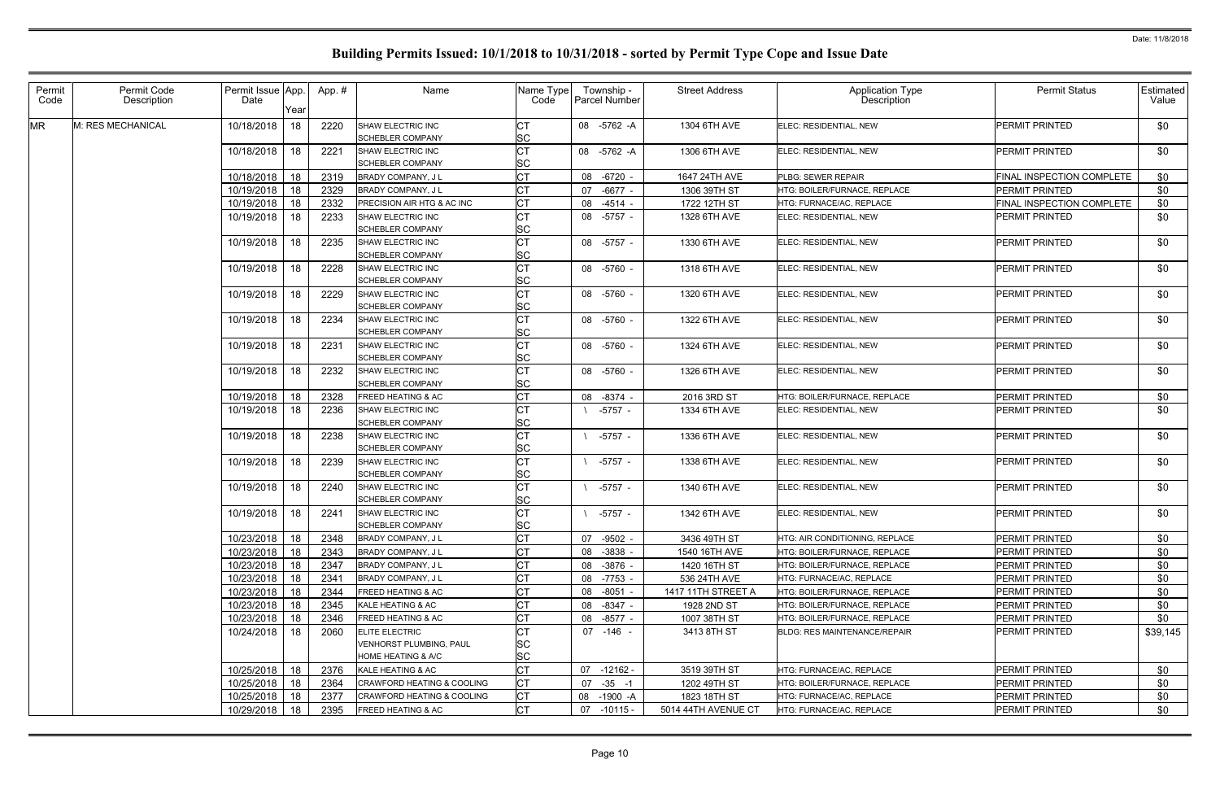# Building Permits Issued: 10/1/2018 to 10/31/2018 - sorted by Permit Type Cope and Issue Date

Date: 11/8/2018

| Permit Code | Permit Code Description | Permit Issue Date | App. Year | App. # | Name | Name Type Code | Township - Parcel Number | Street Address | Application Type Description | Permit Status | Estimated Value |
|---|---|---|---|---|---|---|---|---|---|---|---|
| MR | M: RES MECHANICAL | 10/18/2018 | 18 | 2220 | SHAW ELECTRIC INC<br>SCHEBLER COMPANY | CT<br>SC | 08 -5762 -A | 1304 6TH AVE | ELEC: RESIDENTIAL, NEW | PERMIT PRINTED | $0 |
| | | 10/18/2018 | 18 | 2221 | SHAW ELECTRIC INC<br>SCHEBLER COMPANY | CT<br>SC | 08 -5762 -A | 1306 6TH AVE | ELEC: RESIDENTIAL, NEW | PERMIT PRINTED | $0 |
| | | 10/18/2018 | 18 | 2319 | BRADY COMPANY, J L | CT | 08 -6720 - | 1647 24TH AVE | PLBG: SEWER REPAIR | FINAL INSPECTION COMPLETE | $0 |
| | | 10/19/2018 | 18 | 2329 | BRADY COMPANY, J L | CT | 07 -6677 - | 1306 39TH ST | HTG: BOILER/FURNACE, REPLACE | PERMIT PRINTED | $0 |
| | | 10/19/2018 | 18 | 2332 | PRECISION AIR HTG & AC INC | CT | 08 -4514 - | 1722 12TH ST | HTG: FURNACE/AC, REPLACE | FINAL INSPECTION COMPLETE | $0 |
| | | 10/19/2018 | 18 | 2233 | SHAW ELECTRIC INC<br>SCHEBLER COMPANY | CT<br>SC | 08 -5757 - | 1328 6TH AVE | ELEC: RESIDENTIAL, NEW | PERMIT PRINTED | $0 |
| | | 10/19/2018 | 18 | 2235 | SHAW ELECTRIC INC<br>SCHEBLER COMPANY | CT<br>SC | 08 -5757 - | 1330 6TH AVE | ELEC: RESIDENTIAL, NEW | PERMIT PRINTED | $0 |
| | | 10/19/2018 | 18 | 2228 | SHAW ELECTRIC INC<br>SCHEBLER COMPANY | CT<br>SC | 08 -5760 - | 1318 6TH AVE | ELEC: RESIDENTIAL, NEW | PERMIT PRINTED | $0 |
| | | 10/19/2018 | 18 | 2229 | SHAW ELECTRIC INC<br>SCHEBLER COMPANY | CT<br>SC | 08 -5760 - | 1320 6TH AVE | ELEC: RESIDENTIAL, NEW | PERMIT PRINTED | $0 |
| | | 10/19/2018 | 18 | 2234 | SHAW ELECTRIC INC<br>SCHEBLER COMPANY | CT<br>SC | 08 -5760 - | 1322 6TH AVE | ELEC: RESIDENTIAL, NEW | PERMIT PRINTED | $0 |
| | | 10/19/2018 | 18 | 2231 | SHAW ELECTRIC INC<br>SCHEBLER COMPANY | CT<br>SC | 08 -5760 - | 1324 6TH AVE | ELEC: RESIDENTIAL, NEW | PERMIT PRINTED | $0 |
| | | 10/19/2018 | 18 | 2232 | SHAW ELECTRIC INC<br>SCHEBLER COMPANY | CT<br>SC | 08 -5760 - | 1326 6TH AVE | ELEC: RESIDENTIAL, NEW | PERMIT PRINTED | $0 |
| | | 10/19/2018 | 18 | 2328 | FREED HEATING & AC | CT | 08 -8374 - | 2016 3RD ST | HTG: BOILER/FURNACE, REPLACE | PERMIT PRINTED | $0 |
| | | 10/19/2018 | 18 | 2236 | SHAW ELECTRIC INC<br>SCHEBLER COMPANY | CT<br>SC | \ -5757 - | 1334 6TH AVE | ELEC: RESIDENTIAL, NEW | PERMIT PRINTED | $0 |
| | | 10/19/2018 | 18 | 2238 | SHAW ELECTRIC INC<br>SCHEBLER COMPANY | CT<br>SC | \ -5757 - | 1336 6TH AVE | ELEC: RESIDENTIAL, NEW | PERMIT PRINTED | $0 |
| | | 10/19/2018 | 18 | 2239 | SHAW ELECTRIC INC<br>SCHEBLER COMPANY | CT<br>SC | \ -5757 - | 1338 6TH AVE | ELEC: RESIDENTIAL, NEW | PERMIT PRINTED | $0 |
| | | 10/19/2018 | 18 | 2240 | SHAW ELECTRIC INC<br>SCHEBLER COMPANY | CT<br>SC | \ -5757 - | 1340 6TH AVE | ELEC: RESIDENTIAL, NEW | PERMIT PRINTED | $0 |
| | | 10/19/2018 | 18 | 2241 | SHAW ELECTRIC INC<br>SCHEBLER COMPANY | CT<br>SC | \ -5757 - | 1342 6TH AVE | ELEC: RESIDENTIAL, NEW | PERMIT PRINTED | $0 |
| | | 10/23/2018 | 18 | 2348 | BRADY COMPANY, J L | CT | 07 -9502 - | 3436 49TH ST | HTG: AIR CONDITIONING, REPLACE | PERMIT PRINTED | $0 |
| | | 10/23/2018 | 18 | 2343 | BRADY COMPANY, J L | CT | 08 -3838 - | 1540 16TH AVE | HTG: BOILER/FURNACE, REPLACE | PERMIT PRINTED | $0 |
| | | 10/23/2018 | 18 | 2347 | BRADY COMPANY, J L | CT | 08 -3876 - | 1420 16TH ST | HTG: BOILER/FURNACE, REPLACE | PERMIT PRINTED | $0 |
| | | 10/23/2018 | 18 | 2341 | BRADY COMPANY, J L | CT | 08 -7753 - | 536 24TH AVE | HTG: FURNACE/AC, REPLACE | PERMIT PRINTED | $0 |
| | | 10/23/2018 | 18 | 2344 | FREED HEATING & AC | CT | 08 -8051 - | 1417 11TH STREET A | HTG: BOILER/FURNACE, REPLACE | PERMIT PRINTED | $0 |
| | | 10/23/2018 | 18 | 2345 | KALE HEATING & AC | CT | 08 -8347 - | 1928 2ND ST | HTG: BOILER/FURNACE, REPLACE | PERMIT PRINTED | $0 |
| | | 10/23/2018 | 18 | 2346 | FREED HEATING & AC | CT | 08 -8577 - | 1007 38TH ST | HTG: BOILER/FURNACE, REPLACE | PERMIT PRINTED | $0 |
| | | 10/24/2018 | 18 | 2060 | ELITE ELECTRIC<br>VENHORST PLUMBING, PAUL<br>HOME HEATING & A/C | CT<br>SC<br>SC | 07 -146 - | 3413 8TH ST | BLDG: RES MAINTENANCE/REPAIR | PERMIT PRINTED | $39,145 |
| | | 10/25/2018 | 18 | 2376 | KALE HEATING & AC | CT | 07 -12162 - | 3519 39TH ST | HTG: FURNACE/AC, REPLACE | PERMIT PRINTED | $0 |
| | | 10/25/2018 | 18 | 2364 | CRAWFORD HEATING & COOLING | CT | 07 -35 -1 | 1202 49TH ST | HTG: BOILER/FURNACE, REPLACE | PERMIT PRINTED | $0 |
| | | 10/25/2018 | 18 | 2377 | CRAWFORD HEATING & COOLING | CT | 08 -1900 -A | 1823 18TH ST | HTG: FURNACE/AC, REPLACE | PERMIT PRINTED | $0 |
| | | 10/29/2018 | 18 | 2395 | FREED HEATING & AC | CT | 07 -10115 - | 5014 44TH AVENUE CT | HTG: FURNACE/AC, REPLACE | PERMIT PRINTED | $0 |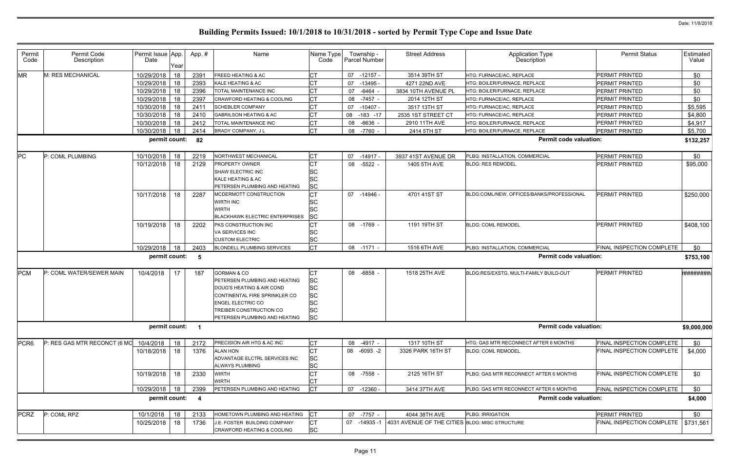Date: 11/8/2018

# Building Permits Issued: 10/1/2018 to 10/31/2018 - sorted by Permit Type Cope and Issue Date

| Permit Code | Permit Code Description | Permit Issue Date | App. Year | App. # | Name | Name Type Code | Township - Parcel Number | Street Address | Application Type Description | Permit Status | Estimated Value |
|---|---|---|---|---|---|---|---|---|---|---|---|
| MR | M: RES MECHANICAL | 10/29/2018 | 18 | 2391 | FREED HEATING & AC | CT | 07 -12157 - | 3514 39TH ST | HTG: FURNACE/AC, REPLACE | PERMIT PRINTED | $0 |
| | | 10/29/2018 | 18 | 2393 | KALE HEATING & AC | CT | 07 -13495 - | 4271 22ND AVE | HTG: BOILER/FURNACE, REPLACE | PERMIT PRINTED | $0 |
| | | 10/29/2018 | 18 | 2396 | TOTAL MAINTENANCE INC | CT | 07 -6464 - | 3834 10TH AVENUE PL | HTG: BOILER/FURNACE, REPLACE | PERMIT PRINTED | $0 |
| | | 10/29/2018 | 18 | 2397 | CRAWFORD HEATING & COOLING | CT | 08 -7457 - | 2014 12TH ST | HTG: FURNACE/AC, REPLACE | PERMIT PRINTED | $0 |
| | | 10/30/2018 | 18 | 2411 | SCHEBLER COMPANY | CT | 07 -10407 - | 3517 13TH ST | HTG: FURNACE/AC, REPLACE | PERMIT PRINTED | $5,595 |
| | | 10/30/2018 | 18 | 2410 | GABRILSON HEATING & AC | CT | 08 -183 -17 | 2535 1ST STREET CT | HTG: FURNACE/AC, REPLACE | PERMIT PRINTED | $4,800 |
| | | 10/30/2018 | 18 | 2412 | TOTAL MAINTENANCE INC | CT | 08 -6636 - | 2910 11TH AVE | HTG: BOILER/FURNACE, REPLACE | PERMIT PRINTED | $4,917 |
| | | 10/30/2018 | 18 | 2414 | BRADY COMPANY, J L | CT | 08 -7760 - | 2414 5TH ST | HTG: BOILER/FURNACE, REPLACE | PERMIT PRINTED | $5,700 |
| | | permit count: | | 82 | | | | | Permit code valuation: | | $132,257 |
| PC | P: COML PLUMBING | 10/10/2018 | 18 | 2219 | NORTHWEST MECHANICAL | CT | 07 -14917 - | 3937 41ST AVENUE DR | PLBG: INSTALLATION, COMMERCIAL | PERMIT PRINTED | $0 |
| | | 10/12/2018 | 18 | 2129 | PROPERTY OWNER | CT | 08 -5522 - | 1405 5TH AVE | BLDG: RES REMODEL | PERMIT PRINTED | $95,000 |
| | | | | | SHAW ELECTRIC INC | SC | | | | | |
| | | | | | KALE HEATING & AC | SC | | | | | |
| | | | | | PETERSEN PLUMBING AND HEATING | SC | | | | | |
| | | 10/17/2018 | 18 | 2287 | MCDERMOTT CONSTRUCTION | CT | 07 -14946 - | 4701 41ST ST | BLDG:COML/NEW, OFFICES/BANKS/PROFESSIONAL | PERMIT PRINTED | $250,000 |
| | | | | | WIRTH INC | SC | | | | | |
| | | | | | WIRTH | SC | | | | | |
| | | | | | BLACKHAWK ELECTRIC ENTERPRISES | SC | | | | | |
| | | 10/19/2018 | 18 | 2202 | PKS CONSTRUCTION INC | CT | 08 -1769 - | 1191 19TH ST | BLDG: COML REMODEL | PERMIT PRINTED | $408,100 |
| | | | | | VA SERVICES INC | SC | | | | | |
| | | | | | CUSTOM ELECTRIC | SC | | | | | |
| | | 10/29/2018 | 18 | 2403 | BLONDELL PLUMBING SERVICES | CT | 08 -1171 - | 1516 6TH AVE | PLBG: INSTALLATION, COMMERCIAL | FINAL INSPECTION COMPLETE | $0 |
| | | permit count: | | 5 | | | | | Permit code valuation: | | $753,100 |
| PCM | P: COML WATER/SEWER MAIN | 10/4/2018 | 17 | 187 | GORMAN & CO | CT | 08 -6858 - | 1518 25TH AVE | BLDG:RES/EXSTG, MULTI-FAMILY BUILD-OUT | PERMIT PRINTED | ######## |
| | | | | | PETERSEN PLUMBING AND HEATING | SC | | | | | |
| | | | | | DOUG'S HEATING & AIR COND | SC | | | | | |
| | | | | | CONTINENTAL FIRE SPRINKLER CO | SC | | | | | |
| | | | | | ENGEL ELECTRIC CO | SC | | | | | |
| | | | | | TREIBER CONSTRUCTION CO | SC | | | | | |
| | | | | | PETERSEN PLUMBING AND HEATING | SC | | | | | |
| | | permit count: | | 1 | | | | | Permit code valuation: | | $9,000,000 |
| PCR6 | P: RES GAS MTR RECONCT (6 MO | 10/4/2018 | 18 | 2172 | PRECISION AIR HTG & AC INC | CT | 08 -4917 - | 1317 10TH ST | HTG: GAS MTR RECONNECT AFTER 6 MONTHS | FINAL INSPECTION COMPLETE | $0 |
| | | 10/18/2018 | 18 | 1376 | ALAN HON | CT | 08 -6093 -2 | 3326 PARK 16TH ST | BLDG: COML REMODEL | FINAL INSPECTION COMPLETE | $4,000 |
| | | | | | ADVANTAGE ELCTRL SERVICES INC | SC | | | | | |
| | | | | | ALWAYS PLUMBING | SC | | | | | |
| | | 10/19/2018 | 18 | 2330 | WIRTH | CT | 08 -7558 - | 2125 16TH ST | PLBG: GAS MTR RECONNECT AFTER 6 MONTHS | FINAL INSPECTION COMPLETE | $0 |
| | | | | | WIRTH | CT | | | | | |
| | | 10/29/2018 | 18 | 2399 | PETERSEN PLUMBING AND HEATING | CT | 07 -12360 - | 3414 37TH AVE | PLBG: GAS MTR RECONNECT AFTER 6 MONTHS | FINAL INSPECTION COMPLETE | $0 |
| | | permit count: | | 4 | | | | | Permit code valuation: | | $4,000 |
| PCRZ | P: COML RPZ | 10/1/2018 | 18 | 2133 | HOMETOWN PLUMBING AND HEATING | CT | 07 -7757 - | 4044 38TH AVE | PLBG: IRRIGATION | PERMIT PRINTED | $0 |
| | | 10/25/2018 | 18 | 1736 | J.E. FOSTER BUILDING COMPANY | CT | 07 -14935 -1 | 4031 AVENUE OF THE CITIES | BLDG: MISC STRUCTURE | FINAL INSPECTION COMPLETE | $731,561 |
| | | | | | CRAWFORD HEATING & COOLING | SC | | | | | |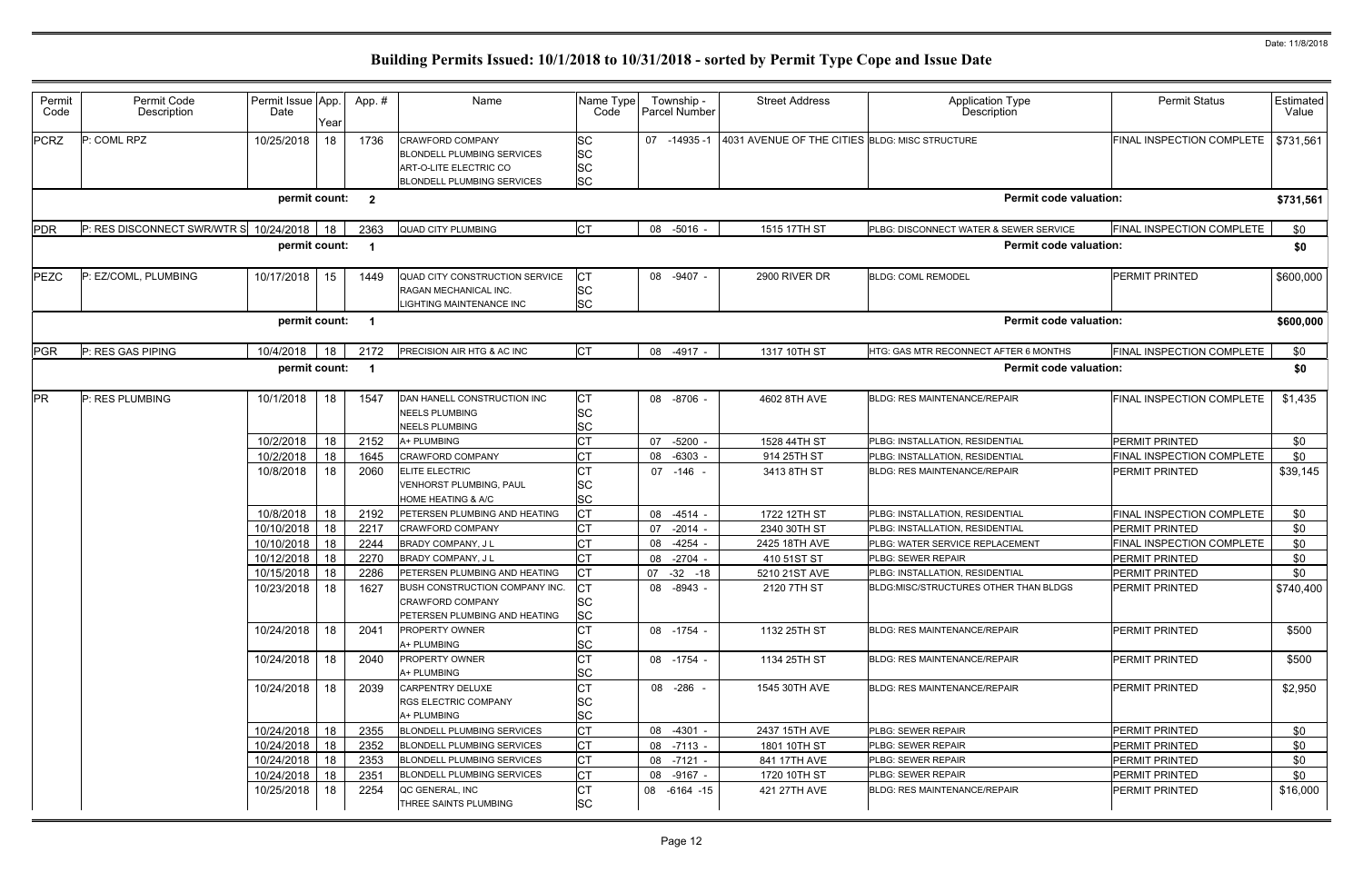# Building Permits Issued: 10/1/2018 to 10/31/2018 - sorted by Permit Type Cope and Issue Date

Date: 11/8/2018

| Permit Code | Permit Code Description | Permit Issue Date | App. Year | App. # | Name | Name Type Code | Township - Parcel Number | Street Address | Application Type Description | Permit Status | Estimated Value |
|---|---|---|---|---|---|---|---|---|---|---|---|
| PCRZ | P: COML RPZ | 10/25/2018 | 18 | 1736 | CRAWFORD COMPANY<br>BLONDELL PLUMBING SERVICES<br>ART-O-LITE ELECTRIC CO<br>BLONDELL PLUMBING SERVICES | SC<br>SC<br>SC<br>SC | 07 -14935 -1 | 4031 AVENUE OF THE CITIES | BLDG: MISC STRUCTURE | FINAL INSPECTION COMPLETE | $731,561 |
| | | permit count: | | 2 | | | | | Permit code valuation: | | $731,561 |
| PDR | P: RES DISCONNECT SWR/WTR S | 10/24/2018 | 18 | 2363 | QUAD CITY PLUMBING | CT | 08 -5016 - | 1515 17TH ST | PLBG: DISCONNECT WATER & SEWER SERVICE | FINAL INSPECTION COMPLETE | $0 |
| | | permit count: | | 1 | | | | | Permit code valuation: | | $0 |
| PEZC | P: EZ/COML, PLUMBING | 10/17/2018 | 15 | 1449 | QUAD CITY CONSTRUCTION SERVICE<br>RAGAN MECHANICAL INC.<br>LIGHTING MAINTENANCE INC | CT<br>SC<br>SC | 08 -9407 - | 2900 RIVER DR | BLDG: COML REMODEL | PERMIT PRINTED | $600,000 |
| | | permit count: | | 1 | | | | | Permit code valuation: | | $600,000 |
| PGR | P: RES GAS PIPING | 10/4/2018 | 18 | 2172 | PRECISION AIR HTG & AC INC | CT | 08 -4917 - | 1317 10TH ST | HTG: GAS MTR RECONNECT AFTER 6 MONTHS | FINAL INSPECTION COMPLETE | $0 |
| | | permit count: | | 1 | | | | | Permit code valuation: | | $0 |
| PR | P: RES PLUMBING | 10/1/2018 | 18 | 1547 | DAN HANELL CONSTRUCTION INC<br>NEELS PLUMBING<br>NEELS PLUMBING | CT<br>SC<br>SC | 08 -8706 - | 4602 8TH AVE | BLDG: RES MAINTENANCE/REPAIR | FINAL INSPECTION COMPLETE | $1,435 |
| | | 10/2/2018 | 18 | 2152 | A+ PLUMBING | CT | 07 -5200 - | 1528 44TH ST | PLBG: INSTALLATION, RESIDENTIAL | PERMIT PRINTED | $0 |
| | | 10/2/2018 | 18 | 1645 | CRAWFORD COMPANY | CT | 08 -6303 - | 914 25TH ST | PLBG: INSTALLATION, RESIDENTIAL | FINAL INSPECTION COMPLETE | $0 |
| | | 10/8/2018 | 18 | 2060 | ELITE ELECTRIC<br>VENHORST PLUMBING, PAUL<br>HOME HEATING & A/C | CT<br>SC<br>SC | 07 -146 - | 3413 8TH ST | BLDG: RES MAINTENANCE/REPAIR | PERMIT PRINTED | $39,145 |
| | | 10/8/2018 | 18 | 2192 | PETERSEN PLUMBING AND HEATING | CT | 08 -4514 - | 1722 12TH ST | PLBG: INSTALLATION, RESIDENTIAL | FINAL INSPECTION COMPLETE | $0 |
| | | 10/10/2018 | 18 | 2217 | CRAWFORD COMPANY | CT | 07 -2014 - | 2340 30TH ST | PLBG: INSTALLATION, RESIDENTIAL | PERMIT PRINTED | $0 |
| | | 10/10/2018 | 18 | 2244 | BRADY COMPANY, J L | CT | 08 -4254 - | 2425 18TH AVE | PLBG: WATER SERVICE REPLACEMENT | FINAL INSPECTION COMPLETE | $0 |
| | | 10/12/2018 | 18 | 2270 | BRADY COMPANY, J L | CT | 08 -2704 - | 410 51ST ST | PLBG: SEWER REPAIR | PERMIT PRINTED | $0 |
| | | 10/15/2018 | 18 | 2286 | PETERSEN PLUMBING AND HEATING | CT | 07 -32 -18 | 5210 21ST AVE | PLBG: INSTALLATION, RESIDENTIAL | PERMIT PRINTED | $0 |
| | | 10/23/2018 | 18 | 1627 | BUSH CONSTRUCTION COMPANY INC.<br>CRAWFORD COMPANY<br>PETERSEN PLUMBING AND HEATING | CT<br>SC<br>SC | 08 -8943 - | 2120 7TH ST | BLDG:MISC/STRUCTURES OTHER THAN BLDGS | PERMIT PRINTED | $740,400 |
| | | 10/24/2018 | 18 | 2041 | PROPERTY OWNER<br>A+ PLUMBING | CT<br>SC | 08 -1754 - | 1132 25TH ST | BLDG: RES MAINTENANCE/REPAIR | PERMIT PRINTED | $500 |
| | | 10/24/2018 | 18 | 2040 | PROPERTY OWNER<br>A+ PLUMBING | CT<br>SC | 08 -1754 - | 1134 25TH ST | BLDG: RES MAINTENANCE/REPAIR | PERMIT PRINTED | $500 |
| | | 10/24/2018 | 18 | 2039 | CARPENTRY DELUXE<br>RGS ELECTRIC COMPANY<br>A+ PLUMBING | CT<br>SC<br>SC | 08 -286 - | 1545 30TH AVE | BLDG: RES MAINTENANCE/REPAIR | PERMIT PRINTED | $2,950 |
| | | 10/24/2018 | 18 | 2355 | BLONDELL PLUMBING SERVICES | CT | 08 -4301 - | 2437 15TH AVE | PLBG: SEWER REPAIR | PERMIT PRINTED | $0 |
| | | 10/24/2018 | 18 | 2352 | BLONDELL PLUMBING SERVICES | CT | 08 -7113 - | 1801 10TH ST | PLBG: SEWER REPAIR | PERMIT PRINTED | $0 |
| | | 10/24/2018 | 18 | 2353 | BLONDELL PLUMBING SERVICES | CT | 08 -7121 - | 841 17TH AVE | PLBG: SEWER REPAIR | PERMIT PRINTED | $0 |
| | | 10/24/2018 | 18 | 2351 | BLONDELL PLUMBING SERVICES | CT | 08 -9167 - | 1720 10TH ST | PLBG: SEWER REPAIR | PERMIT PRINTED | $0 |
| | | 10/25/2018 | 18 | 2254 | QC GENERAL, INC<br>THREE SAINTS PLUMBING | CT<br>SC | 08 -6164 -15 | 421 27TH AVE | BLDG: RES MAINTENANCE/REPAIR | PERMIT PRINTED | $16,000 |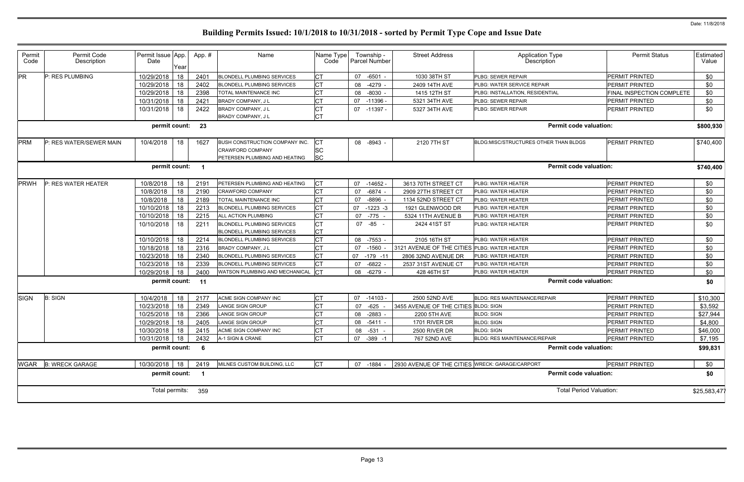Date: 11/8/2018

# Building Permits Issued: 10/1/2018 to 10/31/2018 - sorted by Permit Type Cope and Issue Date

| Permit Code | Permit Code Description | Permit Issue Date | App. Year | App. # | Name | Name Type Code | Township - Parcel Number | Street Address | Application Type Description | Permit Status | Estimated Value |
|---|---|---|---|---|---|---|---|---|---|---|---|
| PR | P: RES PLUMBING | 10/29/2018 | 18 | 2401 | BLONDELL PLUMBING SERVICES | CT | 07 -6501 - | 1030 38TH ST | PLBG: SEWER REPAIR | PERMIT PRINTED | $0 |
| | | 10/29/2018 | 18 | 2402 | BLONDELL PLUMBING SERVICES | CT | 08 -4279 - | 2409 14TH AVE | PLBG: WATER SERVICE REPAIR | PERMIT PRINTED | $0 |
| | | 10/29/2018 | 18 | 2398 | TOTAL MAINTENANCE INC | CT | 08 -8030 - | 1415 12TH ST | PLBG: INSTALLATION, RESIDENTIAL | FINAL INSPECTION COMPLETE | $0 |
| | | 10/31/2018 | 18 | 2421 | BRADY COMPANY, J L | CT | 07 -11396 - | 5321 34TH AVE | PLBG: SEWER REPAIR | PERMIT PRINTED | $0 |
| | | 10/31/2018 | 18 | 2422 | BRADY COMPANY, J L<br>BRADY COMPANY, J L | CT<br>CT | 07 -11397 - | 5327 34TH AVE | PLBG: SEWER REPAIR | PERMIT PRINTED | $0 |
| | | permit count: | | 23 | | | | | Permit code valuation: | | $800,930 |
| PRM | P: RES WATER/SEWER MAIN | 10/4/2018 | 18 | 1627 | BUSH CONSTRUCTION COMPANY INC.<br>CRAWFORD COMPANY<br>PETERSEN PLUMBING AND HEATING | CT<br>SC<br>SC | 08 -8943 - | 2120 7TH ST | BLDG:MISC/STRUCTURES OTHER THAN BLDGS | PERMIT PRINTED | $740,400 |
| | | permit count: | | 1 | | | | | Permit code valuation: | | $740,400 |
| PRWH | P: RES WATER HEATER | 10/8/2018 | 18 | 2191 | PETERSEN PLUMBING AND HEATING | CT | 07 -14652 - | 3613 70TH STREET CT | PLBG: WATER HEATER | PERMIT PRINTED | $0 |
| | | 10/8/2018 | 18 | 2190 | CRAWFORD COMPANY | CT | 07 -6874 - | 2909 27TH STREET CT | PLBG: WATER HEATER | PERMIT PRINTED | $0 |
| | | 10/8/2018 | 18 | 2189 | TOTAL MAINTENANCE INC | CT | 07 -8896 - | 1134 52ND STREET CT | PLBG: WATER HEATER | PERMIT PRINTED | $0 |
| | | 10/10/2018 | 18 | 2213 | BLONDELL PLUMBING SERVICES | CT | 07 -1223 -3 | 1921 GLENWOOD DR | PLBG: WATER HEATER | PERMIT PRINTED | $0 |
| | | 10/10/2018 | 18 | 2215 | ALL ACTION PLUMBING | CT | 07 -775 - | 5324 11TH AVENUE B | PLBG: WATER HEATER | PERMIT PRINTED | $0 |
| | | 10/10/2018 | 18 | 2211 | BLONDELL PLUMBING SERVICES<br>BLONDELL PLUMBING SERVICES | CT<br>CT | 07 -85 - | 2424 41ST ST | PLBG: WATER HEATER | PERMIT PRINTED | $0 |
| | | 10/10/2018 | 18 | 2214 | BLONDELL PLUMBING SERVICES | CT | 08 -7553 - | 2105 16TH ST | PLBG: WATER HEATER | PERMIT PRINTED | $0 |
| | | 10/18/2018 | 18 | 2316 | BRADY COMPANY, J L | CT | 07 -1560 - | 3121 AVENUE OF THE CITIES | PLBG: WATER HEATER | PERMIT PRINTED | $0 |
| | | 10/23/2018 | 18 | 2340 | BLONDELL PLUMBING SERVICES | CT | 07 -179 -11 | 2806 32ND AVENUE DR | PLBG: WATER HEATER | PERMIT PRINTED | $0 |
| | | 10/23/2018 | 18 | 2339 | BLONDELL PLUMBING SERVICES | CT | 07 -6822 - | 2537 31ST AVENUE CT | PLBG: WATER HEATER | PERMIT PRINTED | $0 |
| | | 10/29/2018 | 18 | 2400 | WATSON PLUMBING AND MECHANICAL | CT | 08 -6279 - | 428 46TH ST | PLBG: WATER HEATER | PERMIT PRINTED | $0 |
| | | permit count: | | 11 | | | | | Permit code valuation: | | $0 |
| SIGN | B: SIGN | 10/4/2018 | 18 | 2177 | ACME SIGN COMPANY INC | CT | 07 -14103 - | 2500 52ND AVE | BLDG: RES MAINTENANCE/REPAIR | PERMIT PRINTED | $10,300 |
| | | 10/23/2018 | 18 | 2349 | LANGE SIGN GROUP | CT | 07 -625 - | 3455 AVENUE OF THE CITIES | BLDG: SIGN | PERMIT PRINTED | $3,592 |
| | | 10/25/2018 | 18 | 2366 | LANGE SIGN GROUP | CT | 08 -2883 - | 2200 5TH AVE | BLDG: SIGN | PERMIT PRINTED | $27,944 |
| | | 10/29/2018 | 18 | 2405 | LANGE SIGN GROUP | CT | 08 -5411 - | 1701 RIVER DR | BLDG: SIGN | PERMIT PRINTED | $4,800 |
| | | 10/30/2018 | 18 | 2415 | ACME SIGN COMPANY INC | CT | 08 -531 - | 2500 RIVER DR | BLDG: SIGN | PERMIT PRINTED | $46,000 |
| | | 10/31/2018 | 18 | 2432 | A-1 SIGN & CRANE | CT | 07 -389 -1 | 767 52ND AVE | BLDG: RES MAINTENANCE/REPAIR | PERMIT PRINTED | $7,195 |
| | | permit count: | | 6 | | | | | Permit code valuation: | | $99,831 |
| WGAR | B: WRECK GARAGE | 10/30/2018 | 18 | 2419 | MILNES CUSTOM BUILDING, LLC | CT | 07 -1884 - | 2930 AVENUE OF THE CITIES | WRECK: GARAGE/CARPORT | PERMIT PRINTED | $0 |
| | | permit count: | | 1 | | | | | Permit code valuation: | | $0 |
| | | Total permits: | | 359 | | | | | Total Period Valuation: | | $25,583,477 |